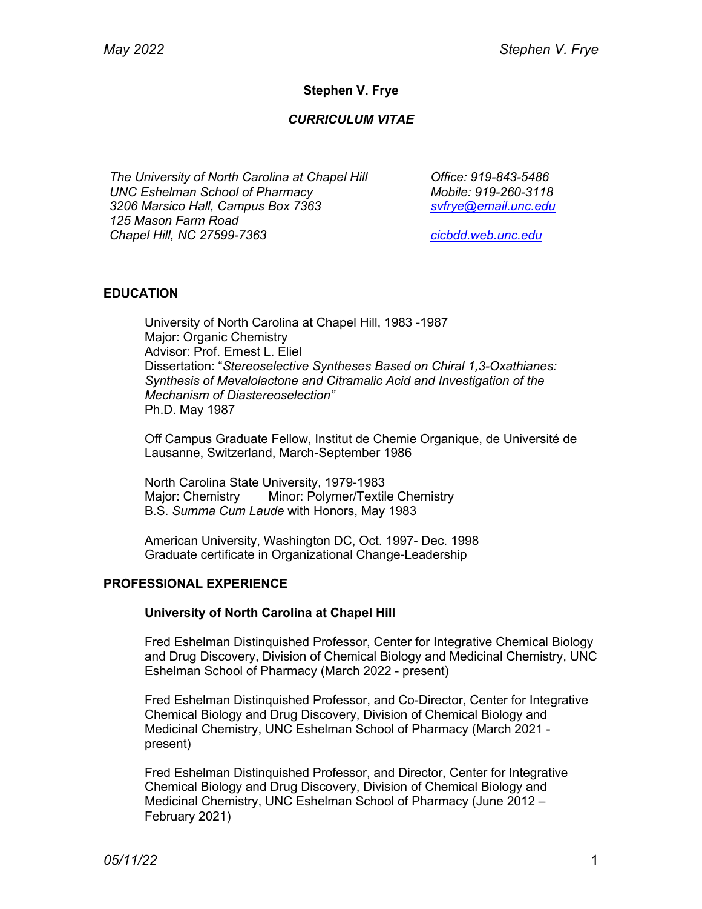**Stephen V. Frye**

***CURRICULUM VITAE***

*The University of North Carolina at Chapel Hill*
*UNC Eshelman School of Pharmacy*
*3206 Marsico Hall, Campus Box 7363*
*125 Mason Farm Road*
*Chapel Hill, NC 27599-7363*

*Office: 919-843-5486*
*Mobile: 919-260-3118*
*svfrye@email.unc.edu*

*cicbdd.web.unc.edu*

## EDUCATION

University of North Carolina at Chapel Hill, 1983 -1987
Major: Organic Chemistry
Advisor: Prof. Ernest L. Eliel
Dissertation: "*Stereoselective Syntheses Based on Chiral 1,3-Oxathianes: Synthesis of Mevalolactone and Citramalic Acid and Investigation of the Mechanism of Diastereoselection"*
Ph.D. May 1987

Off Campus Graduate Fellow, Institut de Chemie Organique, de Université de Lausanne, Switzerland, March-September 1986

North Carolina State University, 1979-1983
Major: Chemistry Minor: Polymer/Textile Chemistry
B.S. *Summa Cum Laude* with Honors, May 1983

American University, Washington DC, Oct. 1997- Dec. 1998
Graduate certificate in Organizational Change-Leadership

## PROFESSIONAL EXPERIENCE

### University of North Carolina at Chapel Hill

Fred Eshelman Distinquished Professor, Center for Integrative Chemical Biology and Drug Discovery, Division of Chemical Biology and Medicinal Chemistry, UNC Eshelman School of Pharmacy (March 2022 - present)

Fred Eshelman Distinquished Professor, and Co-Director, Center for Integrative Chemical Biology and Drug Discovery, Division of Chemical Biology and Medicinal Chemistry, UNC Eshelman School of Pharmacy (March 2021 - present)

Fred Eshelman Distinquished Professor, and Director, Center for Integrative Chemical Biology and Drug Discovery, Division of Chemical Biology and Medicinal Chemistry, UNC Eshelman School of Pharmacy (June 2012 – February 2021)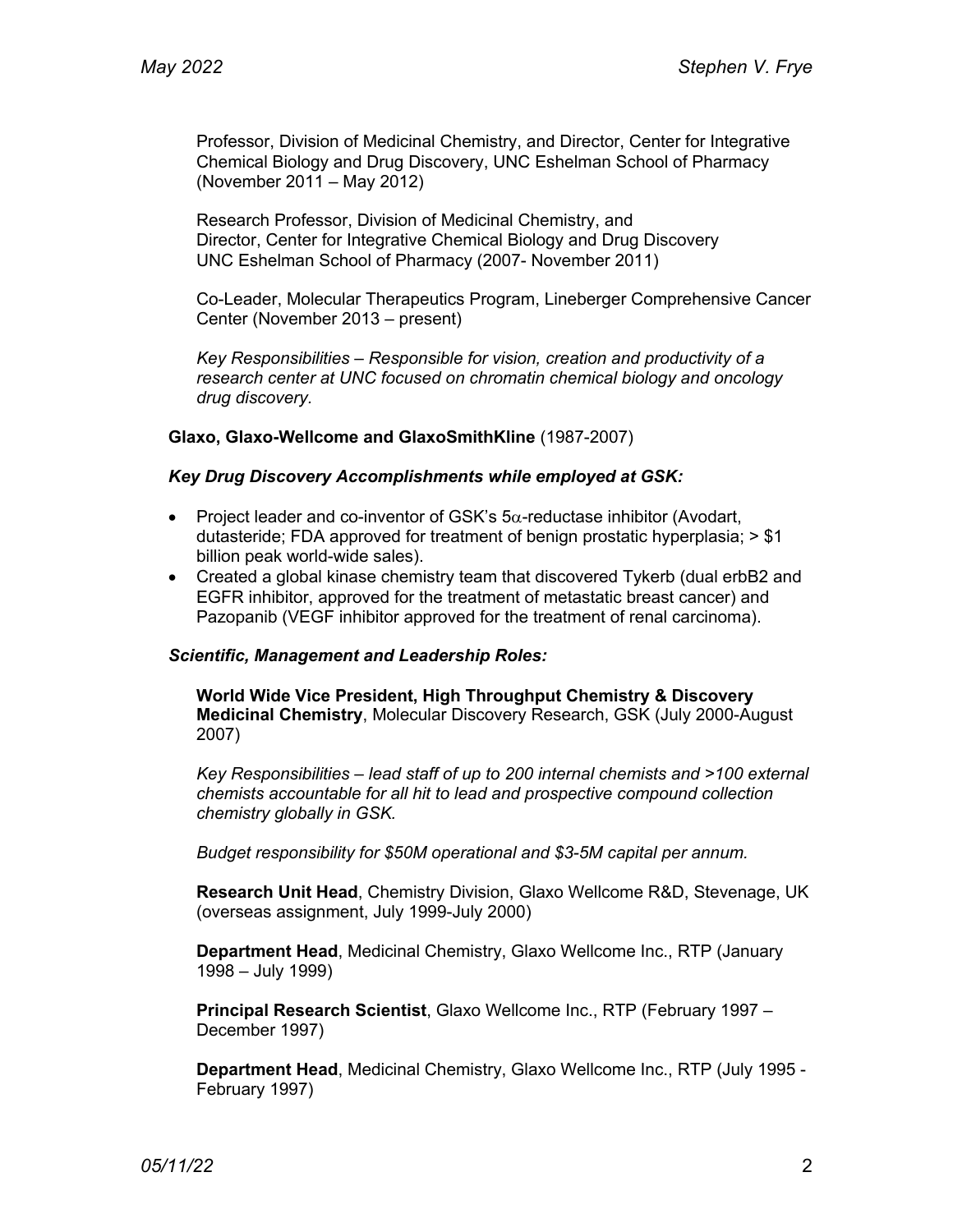Professor, Division of Medicinal Chemistry, and Director, Center for Integrative Chemical Biology and Drug Discovery, UNC Eshelman School of Pharmacy (November 2011 – May 2012)

Research Professor, Division of Medicinal Chemistry, and
Director, Center for Integrative Chemical Biology and Drug Discovery
UNC Eshelman School of Pharmacy (2007- November 2011)

Co-Leader, Molecular Therapeutics Program, Lineberger Comprehensive Cancer Center (November 2013 – present)

*Key Responsibilities – Responsible for vision, creation and productivity of a research center at UNC focused on chromatin chemical biology and oncology drug discovery.*

**Glaxo, Glaxo-Wellcome and GlaxoSmithKline** (1987-2007)

***Key Drug Discovery Accomplishments while employed at GSK:***

- Project leader and co-inventor of GSK's 5$\alpha$-reductase inhibitor (Avodart, dutasteride; FDA approved for treatment of benign prostatic hyperplasia; > $1 billion peak world-wide sales).
- Created a global kinase chemistry team that discovered Tykerb (dual erbB2 and EGFR inhibitor, approved for the treatment of metastatic breast cancer) and Pazopanib (VEGF inhibitor approved for the treatment of renal carcinoma).

***Scientific, Management and Leadership Roles:***

**World Wide Vice President, High Throughput Chemistry & Discovery Medicinal Chemistry**, Molecular Discovery Research, GSK (July 2000-August 2007)

*Key Responsibilities – lead staff of up to 200 internal chemists and >100 external chemists accountable for all hit to lead and prospective compound collection chemistry globally in GSK.*

*Budget responsibility for $50M operational and $3-5M capital per annum.*

**Research Unit Head**, Chemistry Division, Glaxo Wellcome R&D, Stevenage, UK (overseas assignment, July 1999-July 2000)

**Department Head**, Medicinal Chemistry, Glaxo Wellcome Inc., RTP (January 1998 – July 1999)

**Principal Research Scientist**, Glaxo Wellcome Inc., RTP (February 1997 – December 1997)

**Department Head**, Medicinal Chemistry, Glaxo Wellcome Inc., RTP (July 1995 - February 1997)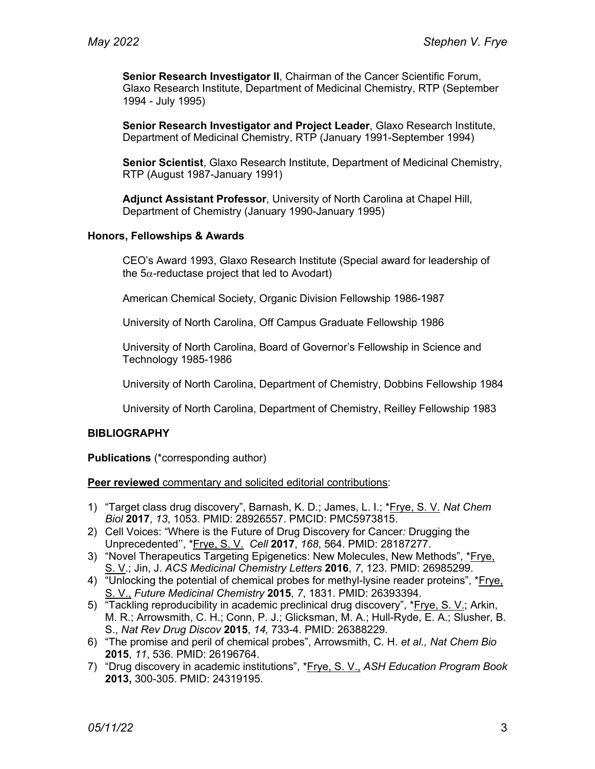**Senior Research Investigator II**, Chairman of the Cancer Scientific Forum, Glaxo Research Institute, Department of Medicinal Chemistry, RTP (September 1994 - July 1995)

**Senior Research Investigator and Project Leader**, Glaxo Research Institute, Department of Medicinal Chemistry, RTP (January 1991-September 1994)

**Senior Scientist**, Glaxo Research Institute, Department of Medicinal Chemistry, RTP (August 1987-January 1991)

**Adjunct Assistant Professor**, University of North Carolina at Chapel Hill, Department of Chemistry (January 1990-January 1995)

### Honors, Fellowships & Awards

CEO's Award 1993, Glaxo Research Institute (Special award for leadership of the 5$\alpha$-reductase project that led to Avodart)

American Chemical Society, Organic Division Fellowship 1986-1987

University of North Carolina, Off Campus Graduate Fellowship 1986

University of North Carolina, Board of Governor's Fellowship in Science and Technology 1985-1986

University of North Carolina, Department of Chemistry, Dobbins Fellowship 1984

University of North Carolina, Department of Chemistry, Reilley Fellowship 1983

## BIBLIOGRAPHY

**Publications** (*corresponding author)

**Peer reviewed** commentary and solicited editorial contributions:

1) "Target class drug discovery", Barnash, K. D.; James, L. I.; *Frye, S. V. *Nat Chem Biol* **2017**, *13*, 1053. PMID: 28926557. PMCID: PMC5973815.
2) Cell Voices: "Where is the Future of Drug Discovery for Cancer*:* Drugging the Unprecedented'', *Frye, S. V. *Cell* **2017**, *168*, 564. PMID: 28187277.
3) "Novel Therapeutics Targeting Epigenetics: New Molecules, New Methods", *Frye, S. V.; Jin, J. *ACS Medicinal Chemistry Letters* **2016**, *7*, 123. PMID: 26985299.
4) "Unlocking the potential of chemical probes for methyl-lysine reader proteins", *Frye, S. V., *Future Medicinal Chemistry* **2015**, *7*, 1831. PMID: 26393394.
5) "Tackling reproducibility in academic preclinical drug discovery", *Frye, S. V.; Arkin, M. R.; Arrowsmith, C. H.; Conn, P. J.; Glicksman, M. A.; Hull-Ryde, E. A.; Slusher, B. S., *Nat Rev Drug Discov* **2015**, *14,* 733-4. PMID: 26388229.
6) "The promise and peril of chemical probes", Arrowsmith, C. H. *et al., Nat Chem Bio* **2015**, *11*, 536. PMID: 26196764.
7) "Drug discovery in academic institutions", *Frye, S. V., *ASH Education Program Book* **2013,** 300-305. PMID: 24319195.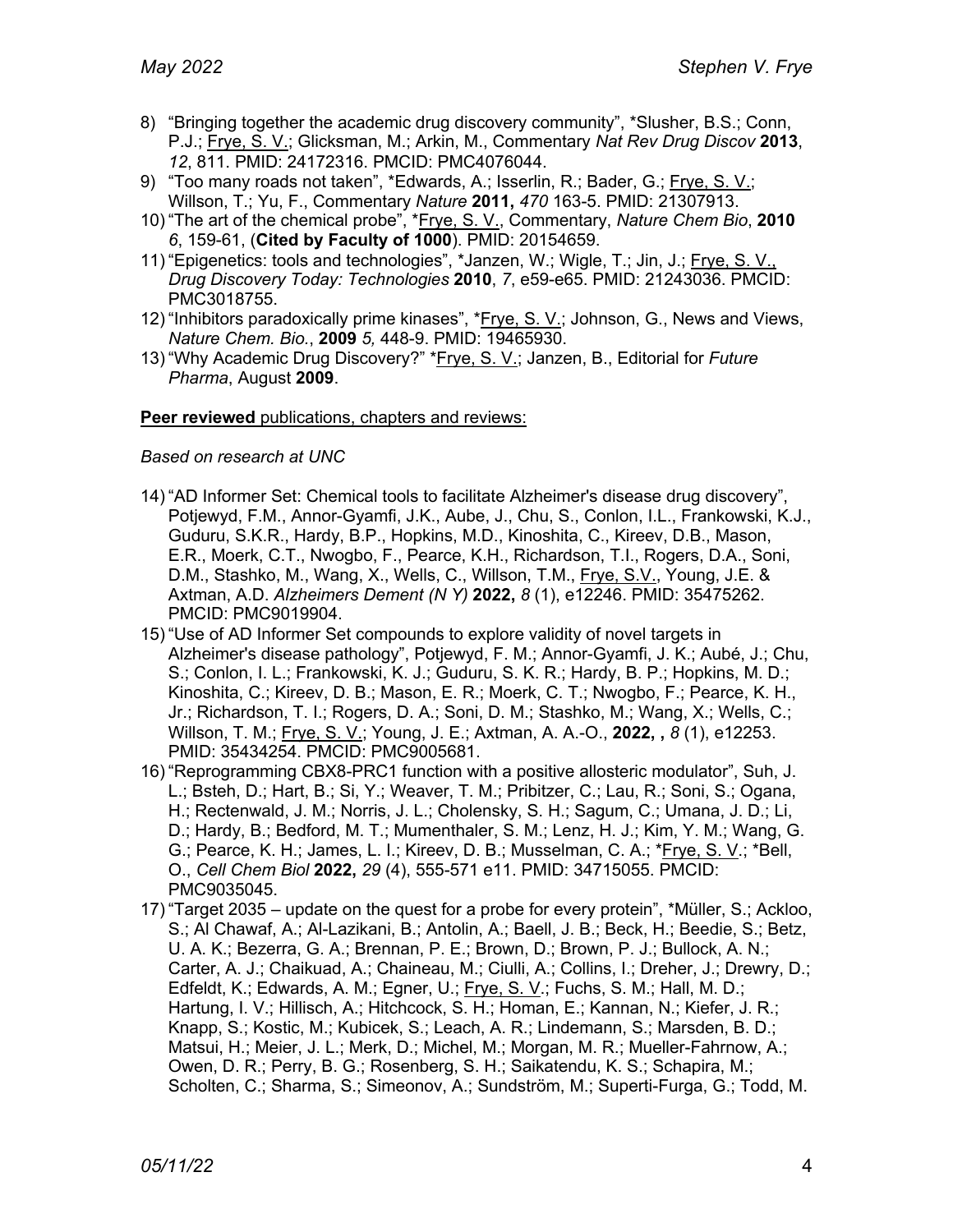8) "Bringing together the academic drug discovery community", *Slusher, B.S.; Conn, P.J.; Frye, S. V.; Glicksman, M.; Arkin, M., Commentary *Nat Rev Drug Discov* **2013**, *12*, 811. PMID: 24172316. PMCID: PMC4076044.
9) "Too many roads not taken", *Edwards, A.; Isserlin, R.; Bader, G.; Frye, S. V.; Willson, T.; Yu, F., Commentary *Nature* **2011,** *470* 163-5. PMID: 21307913.
10) "The art of the chemical probe", *Frye, S. V., Commentary, *Nature Chem Bio*, **2010** *6*, 159-61, (**Cited by Faculty of 1000**). PMID: 20154659.
11) "Epigenetics: tools and technologies", *Janzen, W.; Wigle, T.; Jin, J.; Frye, S. V., *Drug Discovery Today: Technologies* **2010**, *7*, e59-e65. PMID: 21243036. PMCID: PMC3018755.
12) "Inhibitors paradoxically prime kinases", *Frye, S. V.; Johnson, G., News and Views, *Nature Chem. Bio.*, **2009** *5,* 448-9. PMID: 19465930.
13) "Why Academic Drug Discovery?" *Frye, S. V.; Janzen, B., Editorial for *Future Pharma*, August **2009**.

**Peer reviewed** publications, chapters and reviews:

*Based on research at UNC*

14) "AD Informer Set: Chemical tools to facilitate Alzheimer's disease drug discovery", Potjewyd, F.M., Annor-Gyamfi, J.K., Aube, J., Chu, S., Conlon, I.L., Frankowski, K.J., Guduru, S.K.R., Hardy, B.P., Hopkins, M.D., Kinoshita, C., Kireev, D.B., Mason, E.R., Moerk, C.T., Nwogbo, F., Pearce, K.H., Richardson, T.I., Rogers, D.A., Soni, D.M., Stashko, M., Wang, X., Wells, C., Willson, T.M., Frye, S.V., Young, J.E. & Axtman, A.D. *Alzheimers Dement (N Y)* **2022,** *8* (1), e12246. PMID: 35475262. PMCID: PMC9019904.
15) "Use of AD Informer Set compounds to explore validity of novel targets in Alzheimer's disease pathology", Potjewyd, F. M.; Annor-Gyamfi, J. K.; Aubé, J.; Chu, S.; Conlon, I. L.; Frankowski, K. J.; Guduru, S. K. R.; Hardy, B. P.; Hopkins, M. D.; Kinoshita, C.; Kireev, D. B.; Mason, E. R.; Moerk, C. T.; Nwogbo, F.; Pearce, K. H., Jr.; Richardson, T. I.; Rogers, D. A.; Soni, D. M.; Stashko, M.; Wang, X.; Wells, C.; Willson, T. M.; Frye, S. V.; Young, J. E.; Axtman, A. A.-O., **2022, ,** *8* (1), e12253. PMID: 35434254. PMCID: PMC9005681.
16) "Reprogramming CBX8-PRC1 function with a positive allosteric modulator", Suh, J. L.; Bsteh, D.; Hart, B.; Si, Y.; Weaver, T. M.; Pribitzer, C.; Lau, R.; Soni, S.; Ogana, H.; Rectenwald, J. M.; Norris, J. L.; Cholensky, S. H.; Sagum, C.; Umana, J. D.; Li, D.; Hardy, B.; Bedford, M. T.; Mumenthaler, S. M.; Lenz, H. J.; Kim, Y. M.; Wang, G. G.; Pearce, K. H.; James, L. I.; Kireev, D. B.; Musselman, C. A.; *Frye, S. V.; *Bell, O., *Cell Chem Biol* **2022,** *29* (4), 555-571 e11. PMID: 34715055. PMCID: PMC9035045.
17) "Target 2035 – update on the quest for a probe for every protein", *Müller, S.; Ackloo, S.; Al Chawaf, A.; Al-Lazikani, B.; Antolin, A.; Baell, J. B.; Beck, H.; Beedie, S.; Betz, U. A. K.; Bezerra, G. A.; Brennan, P. E.; Brown, D.; Brown, P. J.; Bullock, A. N.; Carter, A. J.; Chaikuad, A.; Chaineau, M.; Ciulli, A.; Collins, I.; Dreher, J.; Drewry, D.; Edfeldt, K.; Edwards, A. M.; Egner, U.; Frye, S. V.; Fuchs, S. M.; Hall, M. D.; Hartung, I. V.; Hillisch, A.; Hitchcock, S. H.; Homan, E.; Kannan, N.; Kiefer, J. R.; Knapp, S.; Kostic, M.; Kubicek, S.; Leach, A. R.; Lindemann, S.; Marsden, B. D.; Matsui, H.; Meier, J. L.; Merk, D.; Michel, M.; Morgan, M. R.; Mueller-Fahrnow, A.; Owen, D. R.; Perry, B. G.; Rosenberg, S. H.; Saikatendu, K. S.; Schapira, M.; Scholten, C.; Sharma, S.; Simeonov, A.; Sundström, M.; Superti-Furga, G.; Todd, M.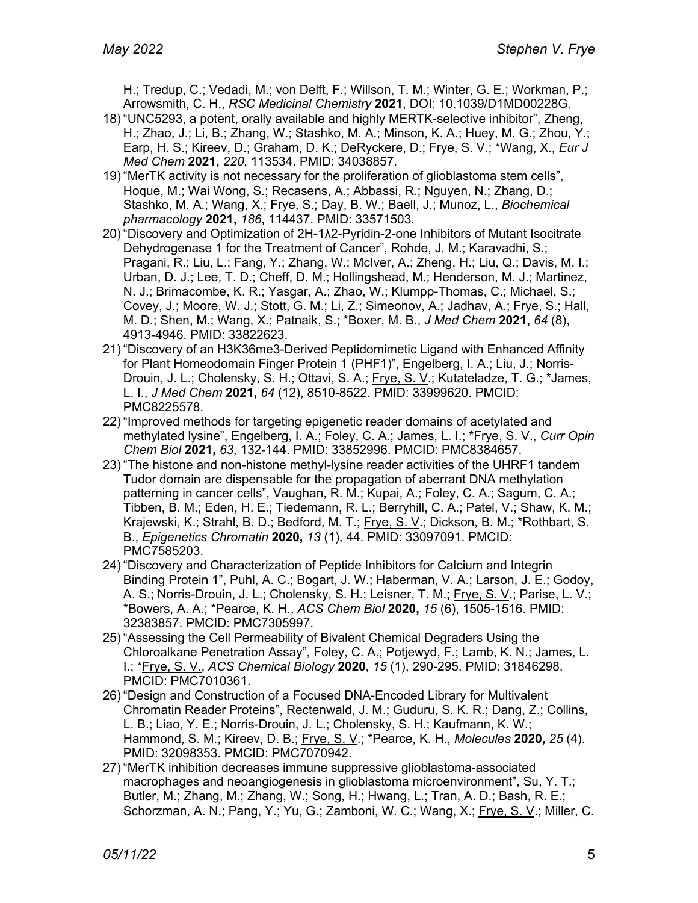H.; Tredup, C.; Vedadi, M.; von Delft, F.; Willson, T. M.; Winter, G. E.; Workman, P.; Arrowsmith, C. H., *RSC Medicinal Chemistry* **2021**, DOI: 10.1039/D1MD00228G.

18) "UNC5293, a potent, orally available and highly MERTK-selective inhibitor", Zheng, H.; Zhao, J.; Li, B.; Zhang, W.; Stashko, M. A.; Minson, K. A.; Huey, M. G.; Zhou, Y.; Earp, H. S.; Kireev, D.; Graham, D. K.; DeRyckere, D.; Frye, S. V.; *Wang, X., *Eur J Med Chem* **2021,** *220*, 113534. PMID: 34038857.
19) "MerTK activity is not necessary for the proliferation of glioblastoma stem cells", Hoque, M.; Wai Wong, S.; Recasens, A.; Abbassi, R.; Nguyen, N.; Zhang, D.; Stashko, M. A.; Wang, X.; Frye, S.; Day, B. W.; Baell, J.; Munoz, L., *Biochemical pharmacology* **2021,** *186*, 114437. PMID: 33571503.
20) "Discovery and Optimization of 2H-1λ2-Pyridin-2-one Inhibitors of Mutant Isocitrate Dehydrogenase 1 for the Treatment of Cancer", Rohde, J. M.; Karavadhi, S.; Pragani, R.; Liu, L.; Fang, Y.; Zhang, W.; McIver, A.; Zheng, H.; Liu, Q.; Davis, M. I.; Urban, D. J.; Lee, T. D.; Cheff, D. M.; Hollingshead, M.; Henderson, M. J.; Martinez, N. J.; Brimacombe, K. R.; Yasgar, A.; Zhao, W.; Klumpp-Thomas, C.; Michael, S.; Covey, J.; Moore, W. J.; Stott, G. M.; Li, Z.; Simeonov, A.; Jadhav, A.; Frye, S.; Hall, M. D.; Shen, M.; Wang, X.; Patnaik, S.; *Boxer, M. B., *J Med Chem* **2021,** *64* (8), 4913-4946. PMID: 33822623.
21) "Discovery of an H3K36me3-Derived Peptidomimetic Ligand with Enhanced Affinity for Plant Homeodomain Finger Protein 1 (PHF1)", Engelberg, I. A.; Liu, J.; Norris-Drouin, J. L.; Cholensky, S. H.; Ottavi, S. A.; Frye, S. V.; Kutateladze, T. G.; *James, L. I., *J Med Chem* **2021,** *64* (12), 8510-8522. PMID: 33999620. PMCID: PMC8225578.
22) "Improved methods for targeting epigenetic reader domains of acetylated and methylated lysine", Engelberg, I. A.; Foley, C. A.; James, L. I.; *Frye, S. V., *Curr Opin Chem Biol* **2021,** *63*, 132-144. PMID: 33852996. PMCID: PMC8384657.
23) "The histone and non-histone methyl-lysine reader activities of the UHRF1 tandem Tudor domain are dispensable for the propagation of aberrant DNA methylation patterning in cancer cells", Vaughan, R. M.; Kupai, A.; Foley, C. A.; Sagum, C. A.; Tibben, B. M.; Eden, H. E.; Tiedemann, R. L.; Berryhill, C. A.; Patel, V.; Shaw, K. M.; Krajewski, K.; Strahl, B. D.; Bedford, M. T.; Frye, S. V.; Dickson, B. M.; *Rothbart, S. B., *Epigenetics Chromatin* **2020,** *13* (1), 44. PMID: 33097091. PMCID: PMC7585203.
24) "Discovery and Characterization of Peptide Inhibitors for Calcium and Integrin Binding Protein 1", Puhl, A. C.; Bogart, J. W.; Haberman, V. A.; Larson, J. E.; Godoy, A. S.; Norris-Drouin, J. L.; Cholensky, S. H.; Leisner, T. M.; Frye, S. V.; Parise, L. V.; *Bowers, A. A.; *Pearce, K. H., *ACS Chem Biol* **2020,** *15* (6), 1505-1516. PMID: 32383857. PMCID: PMC7305997.
25) "Assessing the Cell Permeability of Bivalent Chemical Degraders Using the Chloroalkane Penetration Assay", Foley, C. A.; Potjewyd, F.; Lamb, K. N.; James, L. I.; *Frye, S. V., *ACS Chemical Biology* **2020,** *15* (1), 290-295. PMID: 31846298. PMCID: PMC7010361.
26) "Design and Construction of a Focused DNA-Encoded Library for Multivalent Chromatin Reader Proteins", Rectenwald, J. M.; Guduru, S. K. R.; Dang, Z.; Collins, L. B.; Liao, Y. E.; Norris-Drouin, J. L.; Cholensky, S. H.; Kaufmann, K. W.; Hammond, S. M.; Kireev, D. B.; Frye, S. V.; *Pearce, K. H., *Molecules* **2020,** *25* (4). PMID: 32098353. PMCID: PMC7070942.
27) "MerTK inhibition decreases immune suppressive glioblastoma-associated macrophages and neoangiogenesis in glioblastoma microenvironment", Su, Y. T.; Butler, M.; Zhang, M.; Zhang, W.; Song, H.; Hwang, L.; Tran, A. D.; Bash, R. E.; Schorzman, A. N.; Pang, Y.; Yu, G.; Zamboni, W. C.; Wang, X.; Frye, S. V.; Miller, C.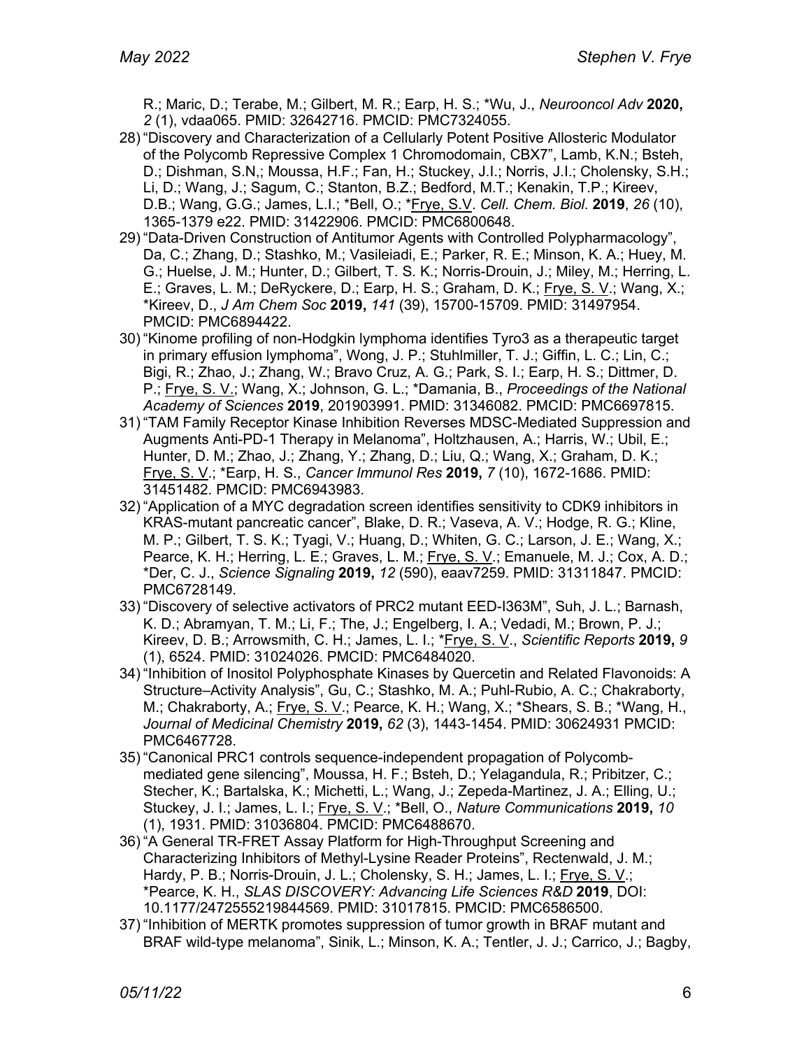R.; Maric, D.; Terabe, M.; Gilbert, M. R.; Earp, H. S.; *Wu, J., *Neurooncol Adv* **2020,** *2* (1), vdaa065. PMID: 32642716. PMCID: PMC7324055.

28) "Discovery and Characterization of a Cellularly Potent Positive Allosteric Modulator of the Polycomb Repressive Complex 1 Chromodomain, CBX7", Lamb, K.N.; Bsteh, D.; Dishman, S.N,; Moussa, H.F.; Fan, H.; Stuckey, J.I.; Norris, J.I.; Cholensky, S.H.; Li, D.; Wang, J.; Sagum, C.; Stanton, B.Z.; Bedford, M.T.; Kenakin, T.P.; Kireev, D.B.; Wang, G.G.; James, L.I.; *Bell, O.; *Frye, S.V. *Cell. Chem. Biol.* **2019**, *26* (10), 1365-1379 e22. PMID: 31422906. PMCID: PMC6800648.
29) "Data-Driven Construction of Antitumor Agents with Controlled Polypharmacology", Da, C.; Zhang, D.; Stashko, M.; Vasileiadi, E.; Parker, R. E.; Minson, K. A.; Huey, M. G.; Huelse, J. M.; Hunter, D.; Gilbert, T. S. K.; Norris-Drouin, J.; Miley, M.; Herring, L. E.; Graves, L. M.; DeRyckere, D.; Earp, H. S.; Graham, D. K.; Frye, S. V.; Wang, X.; *Kireev, D., *J Am Chem Soc* **2019,** *141* (39), 15700-15709. PMID: 31497954. PMCID: PMC6894422.
30) "Kinome profiling of non-Hodgkin lymphoma identifies Tyro3 as a therapeutic target in primary effusion lymphoma", Wong, J. P.; Stuhlmiller, T. J.; Giffin, L. C.; Lin, C.; Bigi, R.; Zhao, J.; Zhang, W.; Bravo Cruz, A. G.; Park, S. I.; Earp, H. S.; Dittmer, D. P.; Frye, S. V.; Wang, X.; Johnson, G. L.; *Damania, B., *Proceedings of the National Academy of Sciences* **2019**, 201903991. PMID: 31346082. PMCID: PMC6697815.
31) "TAM Family Receptor Kinase Inhibition Reverses MDSC-Mediated Suppression and Augments Anti-PD-1 Therapy in Melanoma", Holtzhausen, A.; Harris, W.; Ubil, E.; Hunter, D. M.; Zhao, J.; Zhang, Y.; Zhang, D.; Liu, Q.; Wang, X.; Graham, D. K.; Frye, S. V.; *Earp, H. S., *Cancer Immunol Res* **2019,** *7* (10), 1672-1686. PMID: 31451482. PMCID: PMC6943983.
32) "Application of a MYC degradation screen identifies sensitivity to CDK9 inhibitors in KRAS-mutant pancreatic cancer", Blake, D. R.; Vaseva, A. V.; Hodge, R. G.; Kline, M. P.; Gilbert, T. S. K.; Tyagi, V.; Huang, D.; Whiten, G. C.; Larson, J. E.; Wang, X.; Pearce, K. H.; Herring, L. E.; Graves, L. M.; Frye, S. V.; Emanuele, M. J.; Cox, A. D.; *Der, C. J., *Science Signaling* **2019,** *12* (590), eaav7259. PMID: 31311847. PMCID: PMC6728149.
33) "Discovery of selective activators of PRC2 mutant EED-I363M", Suh, J. L.; Barnash, K. D.; Abramyan, T. M.; Li, F.; The, J.; Engelberg, I. A.; Vedadi, M.; Brown, P. J.; Kireev, D. B.; Arrowsmith, C. H.; James, L. I.; *Frye, S. V., *Scientific Reports* **2019,** *9* (1), 6524. PMID: 31024026. PMCID: PMC6484020.
34) "Inhibition of Inositol Polyphosphate Kinases by Quercetin and Related Flavonoids: A Structure–Activity Analysis", Gu, C.; Stashko, M. A.; Puhl-Rubio, A. C.; Chakraborty, M.; Chakraborty, A.; Frye, S. V.; Pearce, K. H.; Wang, X.; *Shears, S. B.; *Wang, H., *Journal of Medicinal Chemistry* **2019,** *62* (3), 1443-1454. PMID: 30624931 PMCID: PMC6467728.
35) "Canonical PRC1 controls sequence-independent propagation of Polycomb-mediated gene silencing", Moussa, H. F.; Bsteh, D.; Yelagandula, R.; Pribitzer, C.; Stecher, K.; Bartalska, K.; Michetti, L.; Wang, J.; Zepeda-Martinez, J. A.; Elling, U.; Stuckey, J. I.; James, L. I.; Frye, S. V.; *Bell, O., *Nature Communications* **2019,** *10* (1), 1931. PMID: 31036804. PMCID: PMC6488670.
36) "A General TR-FRET Assay Platform for High-Throughput Screening and Characterizing Inhibitors of Methyl-Lysine Reader Proteins", Rectenwald, J. M.; Hardy, P. B.; Norris-Drouin, J. L.; Cholensky, S. H.; James, L. I.; Frye, S. V.; *Pearce, K. H., *SLAS DISCOVERY: Advancing Life Sciences R&D* **2019**, DOI: 10.1177/2472555219844569. PMID: 31017815. PMCID: PMC6586500.
37) "Inhibition of MERTK promotes suppression of tumor growth in BRAF mutant and BRAF wild-type melanoma", Sinik, L.; Minson, K. A.; Tentler, J. J.; Carrico, J.; Bagby,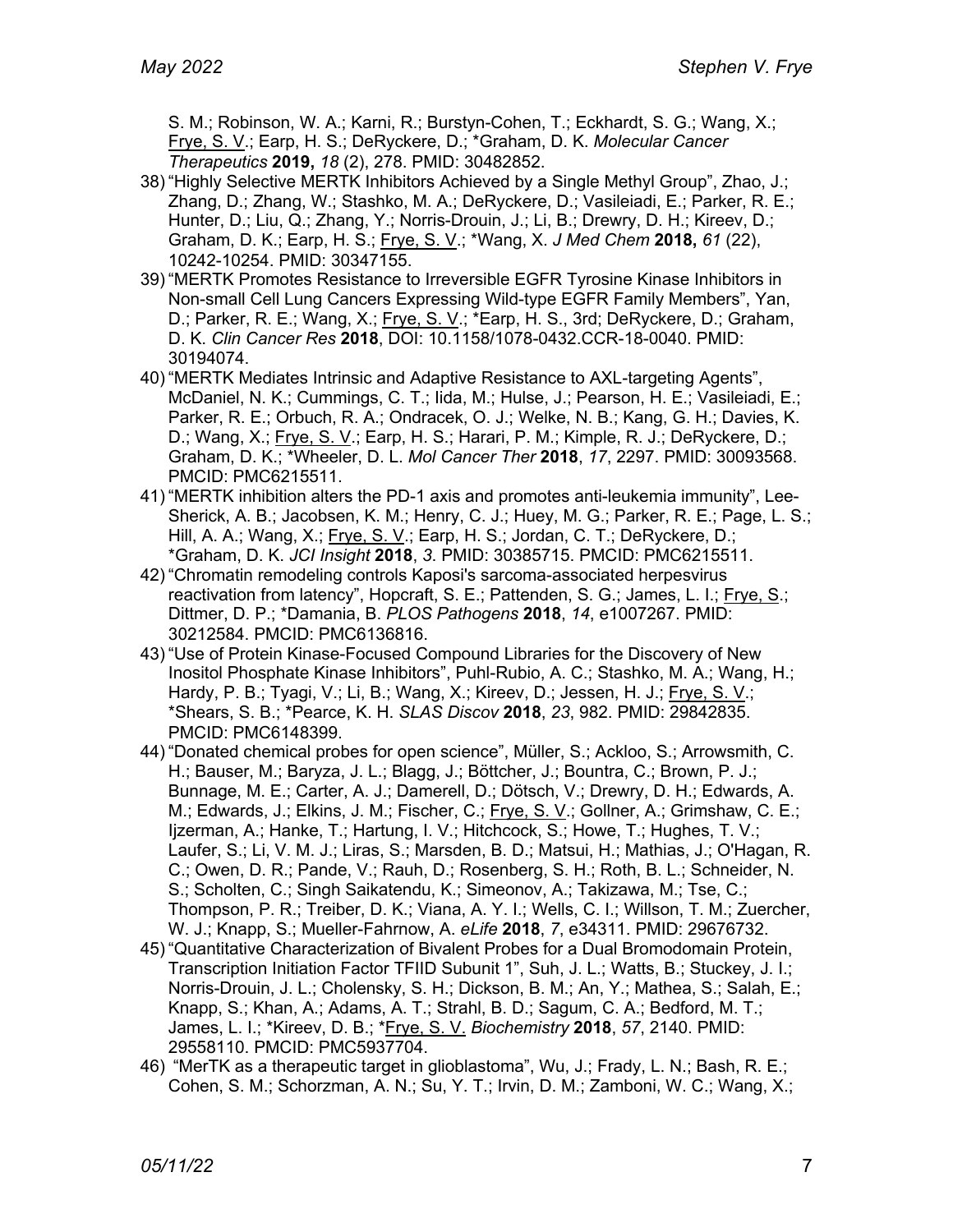S. M.; Robinson, W. A.; Karni, R.; Burstyn-Cohen, T.; Eckhardt, S. G.; Wang, X.; Frye, S. V.; Earp, H. S.; DeRyckere, D.; *Graham, D. K. *Molecular Cancer Therapeutics* **2019,** *18* (2), 278. PMID: 30482852.

38) "Highly Selective MERTK Inhibitors Achieved by a Single Methyl Group", Zhao, J.; Zhang, D.; Zhang, W.; Stashko, M. A.; DeRyckere, D.; Vasileiadi, E.; Parker, R. E.; Hunter, D.; Liu, Q.; Zhang, Y.; Norris-Drouin, J.; Li, B.; Drewry, D. H.; Kireev, D.; Graham, D. K.; Earp, H. S.; Frye, S. V.; *Wang, X. *J Med Chem* **2018,** *61* (22), 10242-10254. PMID: 30347155.

39) "MERTK Promotes Resistance to Irreversible EGFR Tyrosine Kinase Inhibitors in Non-small Cell Lung Cancers Expressing Wild-type EGFR Family Members", Yan, D.; Parker, R. E.; Wang, X.; Frye, S. V.; *Earp, H. S., 3rd; DeRyckere, D.; Graham, D. K. *Clin Cancer Res* **2018**, DOI: 10.1158/1078-0432.CCR-18-0040. PMID: 30194074.

40) "MERTK Mediates Intrinsic and Adaptive Resistance to AXL-targeting Agents", McDaniel, N. K.; Cummings, C. T.; Iida, M.; Hulse, J.; Pearson, H. E.; Vasileiadi, E.; Parker, R. E.; Orbuch, R. A.; Ondracek, O. J.; Welke, N. B.; Kang, G. H.; Davies, K. D.; Wang, X.; Frye, S. V.; Earp, H. S.; Harari, P. M.; Kimple, R. J.; DeRyckere, D.; Graham, D. K.; *Wheeler, D. L. *Mol Cancer Ther* **2018**, *17*, 2297. PMID: 30093568. PMCID: PMC6215511.

41) "MERTK inhibition alters the PD-1 axis and promotes anti-leukemia immunity", Lee-Sherick, A. B.; Jacobsen, K. M.; Henry, C. J.; Huey, M. G.; Parker, R. E.; Page, L. S.; Hill, A. A.; Wang, X.; Frye, S. V.; Earp, H. S.; Jordan, C. T.; DeRyckere, D.; *Graham, D. K. *JCI Insight* **2018**, *3*. PMID: 30385715. PMCID: PMC6215511.

42) "Chromatin remodeling controls Kaposi's sarcoma-associated herpesvirus reactivation from latency", Hopcraft, S. E.; Pattenden, S. G.; James, L. I.; Frye, S.; Dittmer, D. P.; *Damania, B. *PLOS Pathogens* **2018**, *14*, e1007267. PMID: 30212584. PMCID: PMC6136816.

43) "Use of Protein Kinase-Focused Compound Libraries for the Discovery of New Inositol Phosphate Kinase Inhibitors", Puhl-Rubio, A. C.; Stashko, M. A.; Wang, H.; Hardy, P. B.; Tyagi, V.; Li, B.; Wang, X.; Kireev, D.; Jessen, H. J.; Frye, S. V.; *Shears, S. B.; *Pearce, K. H. *SLAS Discov* **2018**, *23*, 982. PMID: 29842835. PMCID: PMC6148399.

44) "Donated chemical probes for open science", Müller, S.; Ackloo, S.; Arrowsmith, C. H.; Bauser, M.; Baryza, J. L.; Blagg, J.; Böttcher, J.; Bountra, C.; Brown, P. J.; Bunnage, M. E.; Carter, A. J.; Damerell, D.; Dötsch, V.; Drewry, D. H.; Edwards, A. M.; Edwards, J.; Elkins, J. M.; Fischer, C.; Frye, S. V.; Gollner, A.; Grimshaw, C. E.; Ijzerman, A.; Hanke, T.; Hartung, I. V.; Hitchcock, S.; Howe, T.; Hughes, T. V.; Laufer, S.; Li, V. M. J.; Liras, S.; Marsden, B. D.; Matsui, H.; Mathias, J.; O'Hagan, R. C.; Owen, D. R.; Pande, V.; Rauh, D.; Rosenberg, S. H.; Roth, B. L.; Schneider, N. S.; Scholten, C.; Singh Saikatendu, K.; Simeonov, A.; Takizawa, M.; Tse, C.; Thompson, P. R.; Treiber, D. K.; Viana, A. Y. I.; Wells, C. I.; Willson, T. M.; Zuercher, W. J.; Knapp, S.; Mueller-Fahrnow, A. *eLife* **2018**, *7*, e34311. PMID: 29676732.

45) "Quantitative Characterization of Bivalent Probes for a Dual Bromodomain Protein, Transcription Initiation Factor TFIID Subunit 1", Suh, J. L.; Watts, B.; Stuckey, J. I.; Norris-Drouin, J. L.; Cholensky, S. H.; Dickson, B. M.; An, Y.; Mathea, S.; Salah, E.; Knapp, S.; Khan, A.; Adams, A. T.; Strahl, B. D.; Sagum, C. A.; Bedford, M. T.; James, L. I.; *Kireev, D. B.; *Frye, S. V. *Biochemistry* **2018**, *57*, 2140. PMID: 29558110. PMCID: PMC5937704.

46) "MerTK as a therapeutic target in glioblastoma", Wu, J.; Frady, L. N.; Bash, R. E.; Cohen, S. M.; Schorzman, A. N.; Su, Y. T.; Irvin, D. M.; Zamboni, W. C.; Wang, X.;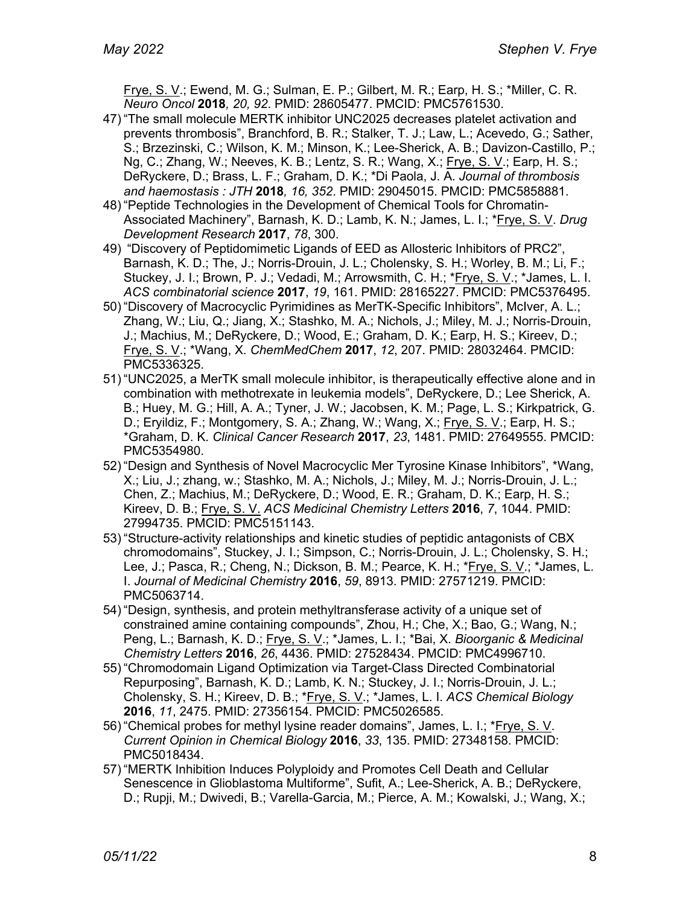Frye, S. V.; Ewend, M. G.; Sulman, E. P.; Gilbert, M. R.; Earp, H. S.; *Miller, C. R. *Neuro Oncol* **2018***, 20, 92*. PMID: 28605477. PMCID: PMC5761530.

47) "The small molecule MERTK inhibitor UNC2025 decreases platelet activation and prevents thrombosis", Branchford, B. R.; Stalker, T. J.; Law, L.; Acevedo, G.; Sather, S.; Brzezinski, C.; Wilson, K. M.; Minson, K.; Lee-Sherick, A. B.; Davizon-Castillo, P.; Ng, C.; Zhang, W.; Neeves, K. B.; Lentz, S. R.; Wang, X.; Frye, S. V.; Earp, H. S.; DeRyckere, D.; Brass, L. F.; Graham, D. K.; *Di Paola, J. A. *Journal of thrombosis and haemostasis : JTH* **2018***, 16, 352*. PMID: 29045015. PMCID: PMC5858881.
48) "Peptide Technologies in the Development of Chemical Tools for Chromatin-Associated Machinery", Barnash, K. D.; Lamb, K. N.; James, L. I.; *Frye, S. V. *Drug Development Research* **2017**, *78*, 300.
49) "Discovery of Peptidomimetic Ligands of EED as Allosteric Inhibitors of PRC2", Barnash, K. D.; The, J.; Norris-Drouin, J. L.; Cholensky, S. H.; Worley, B. M.; Li, F.; Stuckey, J. I.; Brown, P. J.; Vedadi, M.; Arrowsmith, C. H.; *Frye, S. V.; *James, L. I. *ACS combinatorial science* **2017**, *19*, 161. PMID: 28165227. PMCID: PMC5376495.
50) "Discovery of Macrocyclic Pyrimidines as MerTK-Specific Inhibitors", McIver, A. L.; Zhang, W.; Liu, Q.; Jiang, X.; Stashko, M. A.; Nichols, J.; Miley, M. J.; Norris-Drouin, J.; Machius, M.; DeRyckere, D.; Wood, E.; Graham, D. K.; Earp, H. S.; Kireev, D.; Frye, S. V.; *Wang, X. *ChemMedChem* **2017**, *12*, 207. PMID: 28032464. PMCID: PMC5336325.
51) "UNC2025, a MerTK small molecule inhibitor, is therapeutically effective alone and in combination with methotrexate in leukemia models", DeRyckere, D.; Lee Sherick, A. B.; Huey, M. G.; Hill, A. A.; Tyner, J. W.; Jacobsen, K. M.; Page, L. S.; Kirkpatrick, G. D.; Eryildiz, F.; Montgomery, S. A.; Zhang, W.; Wang, X.; Frye, S. V.; Earp, H. S.; *Graham, D. K. *Clinical Cancer Research* **2017**, *23*, 1481. PMID: 27649555. PMCID: PMC5354980.
52) "Design and Synthesis of Novel Macrocyclic Mer Tyrosine Kinase Inhibitors", *Wang, X.; Liu, J.; zhang, w.; Stashko, M. A.; Nichols, J.; Miley, M. J.; Norris-Drouin, J. L.; Chen, Z.; Machius, M.; DeRyckere, D.; Wood, E. R.; Graham, D. K.; Earp, H. S.; Kireev, D. B.; Frye, S. V. *ACS Medicinal Chemistry Letters* **2016**, *7*, 1044. PMID: 27994735. PMCID: PMC5151143.
53) "Structure-activity relationships and kinetic studies of peptidic antagonists of CBX chromodomains", Stuckey, J. I.; Simpson, C.; Norris-Drouin, J. L.; Cholensky, S. H.; Lee, J.; Pasca, R.; Cheng, N.; Dickson, B. M.; Pearce, K. H.; *Frye, S. V.; *James, L. I. *Journal of Medicinal Chemistry* **2016**, *59*, 8913. PMID: 27571219. PMCID: PMC5063714.
54) "Design, synthesis, and protein methyltransferase activity of a unique set of constrained amine containing compounds", Zhou, H.; Che, X.; Bao, G.; Wang, N.; Peng, L.; Barnash, K. D.; Frye, S. V.; *James, L. I.; *Bai, X. *Bioorganic & Medicinal Chemistry Letters* **2016**, *26*, 4436. PMID: 27528434. PMCID: PMC4996710.
55) "Chromodomain Ligand Optimization via Target-Class Directed Combinatorial Repurposing", Barnash, K. D.; Lamb, K. N.; Stuckey, J. I.; Norris-Drouin, J. L.; Cholensky, S. H.; Kireev, D. B.; *Frye, S. V.; *James, L. I. *ACS Chemical Biology* **2016**, *11*, 2475. PMID: 27356154. PMCID: PMC5026585.
56) "Chemical probes for methyl lysine reader domains", James, L. I.; *Frye, S. V. *Current Opinion in Chemical Biology* **2016**, *33*, 135. PMID: 27348158. PMCID: PMC5018434.
57) "MERTK Inhibition Induces Polyploidy and Promotes Cell Death and Cellular Senescence in Glioblastoma Multiforme", Sufit, A.; Lee-Sherick, A. B.; DeRyckere, D.; Rupji, M.; Dwivedi, B.; Varella-Garcia, M.; Pierce, A. M.; Kowalski, J.; Wang, X.;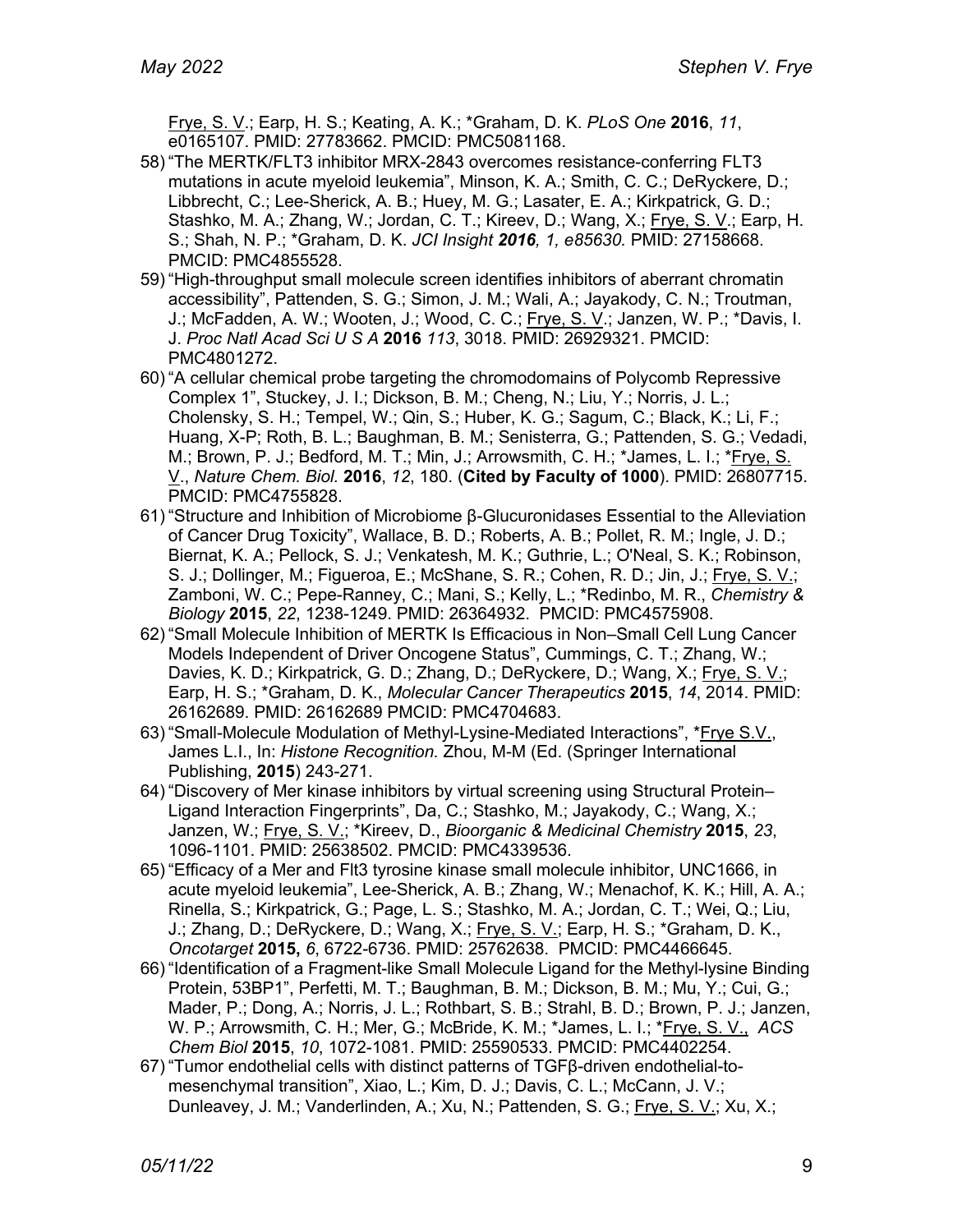Frye, S. V.; Earp, H. S.; Keating, A. K.; *Graham, D. K. *PLoS One* **2016**, *11*, e0165107. PMID: 27783662. PMCID: PMC5081168.

58) "The MERTK/FLT3 inhibitor MRX-2843 overcomes resistance-conferring FLT3 mutations in acute myeloid leukemia", Minson, K. A.; Smith, C. C.; DeRyckere, D.; Libbrecht, C.; Lee-Sherick, A. B.; Huey, M. G.; Lasater, E. A.; Kirkpatrick, G. D.; Stashko, M. A.; Zhang, W.; Jordan, C. T.; Kireev, D.; Wang, X.; Frye, S. V.; Earp, H. S.; Shah, N. P.; *Graham, D. K. *JCI Insight **2016**, 1, e85630.* PMID: 27158668. PMCID: PMC4855528.
59) "High-throughput small molecule screen identifies inhibitors of aberrant chromatin accessibility", Pattenden, S. G.; Simon, J. M.; Wali, A.; Jayakody, C. N.; Troutman, J.; McFadden, A. W.; Wooten, J.; Wood, C. C.; Frye, S. V.; Janzen, W. P.; *Davis, I. J. *Proc Natl Acad Sci U S A* **2016** *113*, 3018. PMID: 26929321. PMCID: PMC4801272.
60) "A cellular chemical probe targeting the chromodomains of Polycomb Repressive Complex 1", Stuckey, J. I.; Dickson, B. M.; Cheng, N.; Liu, Y.; Norris, J. L.; Cholensky, S. H.; Tempel, W.; Qin, S.; Huber, K. G.; Sagum, C.; Black, K.; Li, F.; Huang, X-P; Roth, B. L.; Baughman, B. M.; Senisterra, G.; Pattenden, S. G.; Vedadi, M.; Brown, P. J.; Bedford, M. T.; Min, J.; Arrowsmith, C. H.; *James, L. I.; *Frye, S. V., *Nature Chem. Biol.* **2016**, *12*, 180. (**Cited by Faculty of 1000**). PMID: 26807715. PMCID: PMC4755828.
61) "Structure and Inhibition of Microbiome β-Glucuronidases Essential to the Alleviation of Cancer Drug Toxicity", Wallace, B. D.; Roberts, A. B.; Pollet, R. M.; Ingle, J. D.; Biernat, K. A.; Pellock, S. J.; Venkatesh, M. K.; Guthrie, L.; O'Neal, S. K.; Robinson, S. J.; Dollinger, M.; Figueroa, E.; McShane, S. R.; Cohen, R. D.; Jin, J.; Frye, S. V.; Zamboni, W. C.; Pepe-Ranney, C.; Mani, S.; Kelly, L.; *Redinbo, M. R., *Chemistry & Biology* **2015**, *22*, 1238-1249. PMID: 26364932. PMCID: PMC4575908.
62) "Small Molecule Inhibition of MERTK Is Efficacious in Non–Small Cell Lung Cancer Models Independent of Driver Oncogene Status", Cummings, C. T.; Zhang, W.; Davies, K. D.; Kirkpatrick, G. D.; Zhang, D.; DeRyckere, D.; Wang, X.; Frye, S. V.; Earp, H. S.; *Graham, D. K., *Molecular Cancer Therapeutics* **2015**, *14*, 2014. PMID: 26162689. PMID: 26162689 PMCID: PMC4704683.
63) "Small-Molecule Modulation of Methyl-Lysine-Mediated Interactions", *Frye S.V., James L.I., In: *Histone Recognition.* Zhou, M-M (Ed. (Springer International Publishing, **2015**) 243-271.
64) "Discovery of Mer kinase inhibitors by virtual screening using Structural Protein–Ligand Interaction Fingerprints", Da, C.; Stashko, M.; Jayakody, C.; Wang, X.; Janzen, W.; Frye, S. V.; *Kireev, D., *Bioorganic & Medicinal Chemistry* **2015**, *23*, 1096-1101. PMID: 25638502. PMCID: PMC4339536.
65) "Efficacy of a Mer and Flt3 tyrosine kinase small molecule inhibitor, UNC1666, in acute myeloid leukemia", Lee-Sherick, A. B.; Zhang, W.; Menachof, K. K.; Hill, A. A.; Rinella, S.; Kirkpatrick, G.; Page, L. S.; Stashko, M. A.; Jordan, C. T.; Wei, Q.; Liu, J.; Zhang, D.; DeRyckere, D.; Wang, X.; Frye, S. V.; Earp, H. S.; *Graham, D. K., *Oncotarget* **2015,** *6*, 6722-6736. PMID: 25762638. PMCID: PMC4466645.
66) "Identification of a Fragment-like Small Molecule Ligand for the Methyl-lysine Binding Protein, 53BP1", Perfetti, M. T.; Baughman, B. M.; Dickson, B. M.; Mu, Y.; Cui, G.; Mader, P.; Dong, A.; Norris, J. L.; Rothbart, S. B.; Strahl, B. D.; Brown, P. J.; Janzen, W. P.; Arrowsmith, C. H.; Mer, G.; McBride, K. M.; *James, L. I.; *Frye, S. V., *ACS Chem Biol* **2015**, *10*, 1072-1081. PMID: 25590533. PMCID: PMC4402254.
67) "Tumor endothelial cells with distinct patterns of TGFβ-driven endothelial-to-mesenchymal transition", Xiao, L.; Kim, D. J.; Davis, C. L.; McCann, J. V.; Dunleavey, J. M.; Vanderlinden, A.; Xu, N.; Pattenden, S. G.; Frye, S. V.; Xu, X.;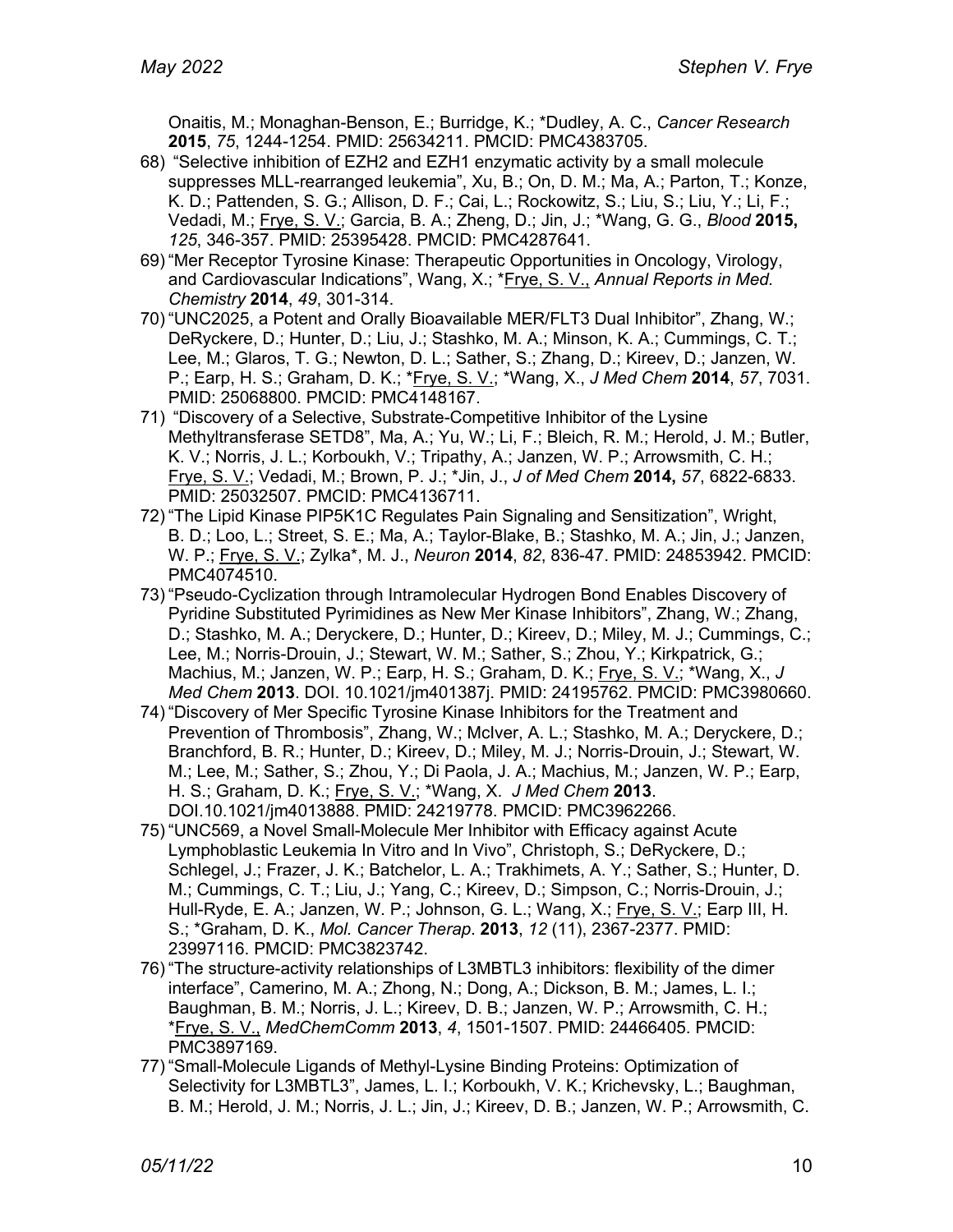Onaitis, M.; Monaghan-Benson, E.; Burridge, K.; *Dudley, A. C., *Cancer Research* **2015**, *75*, 1244-1254. PMID: 25634211. PMCID: PMC4383705.

68) "Selective inhibition of EZH2 and EZH1 enzymatic activity by a small molecule suppresses MLL-rearranged leukemia", Xu, B.; On, D. M.; Ma, A.; Parton, T.; Konze, K. D.; Pattenden, S. G.; Allison, D. F.; Cai, L.; Rockowitz, S.; Liu, S.; Liu, Y.; Li, F.; Vedadi, M.; Frye, S. V.; Garcia, B. A.; Zheng, D.; Jin, J.; *Wang, G. G., *Blood* **2015,** *125*, 346-357. PMID: 25395428. PMCID: PMC4287641.

69) "Mer Receptor Tyrosine Kinase: Therapeutic Opportunities in Oncology, Virology, and Cardiovascular Indications", Wang, X.; *Frye, S. V., *Annual Reports in Med. Chemistry* **2014**, *49*, 301-314.

70) "UNC2025, a Potent and Orally Bioavailable MER/FLT3 Dual Inhibitor", Zhang, W.; DeRyckere, D.; Hunter, D.; Liu, J.; Stashko, M. A.; Minson, K. A.; Cummings, C. T.; Lee, M.; Glaros, T. G.; Newton, D. L.; Sather, S.; Zhang, D.; Kireev, D.; Janzen, W. P.; Earp, H. S.; Graham, D. K.; *Frye, S. V.; *Wang, X., *J Med Chem* **2014**, *57*, 7031. PMID: 25068800. PMCID: PMC4148167.

71) "Discovery of a Selective, Substrate-Competitive Inhibitor of the Lysine Methyltransferase SETD8", Ma, A.; Yu, W.; Li, F.; Bleich, R. M.; Herold, J. M.; Butler, K. V.; Norris, J. L.; Korboukh, V.; Tripathy, A.; Janzen, W. P.; Arrowsmith, C. H.; Frye, S. V.; Vedadi, M.; Brown, P. J.; *Jin, J., *J of Med Chem* **2014,** *57*, 6822-6833. PMID: 25032507. PMCID: PMC4136711.

72) "The Lipid Kinase PIP5K1C Regulates Pain Signaling and Sensitization", Wright, B. D.; Loo, L.; Street, S. E.; Ma, A.; Taylor-Blake, B.; Stashko, M. A.; Jin, J.; Janzen, W. P.; Frye, S. V.; Zylka*, M. J., *Neuron* **2014**, *82*, 836-47. PMID: 24853942. PMCID: PMC4074510.

73) "Pseudo-Cyclization through Intramolecular Hydrogen Bond Enables Discovery of Pyridine Substituted Pyrimidines as New Mer Kinase Inhibitors", Zhang, W.; Zhang, D.; Stashko, M. A.; Deryckere, D.; Hunter, D.; Kireev, D.; Miley, M. J.; Cummings, C.; Lee, M.; Norris-Drouin, J.; Stewart, W. M.; Sather, S.; Zhou, Y.; Kirkpatrick, G.; Machius, M.; Janzen, W. P.; Earp, H. S.; Graham, D. K.; Frye, S. V.; *Wang, X., *J Med Chem* **2013**. DOI. 10.1021/jm401387j. PMID: 24195762. PMCID: PMC3980660.

74) "Discovery of Mer Specific Tyrosine Kinase Inhibitors for the Treatment and Prevention of Thrombosis", Zhang, W.; McIver, A. L.; Stashko, M. A.; Deryckere, D.; Branchford, B. R.; Hunter, D.; Kireev, D.; Miley, M. J.; Norris-Drouin, J.; Stewart, W. M.; Lee, M.; Sather, S.; Zhou, Y.; Di Paola, J. A.; Machius, M.; Janzen, W. P.; Earp, H. S.; Graham, D. K.; Frye, S. V.; *Wang, X. *J Med Chem* **2013**. DOI.10.1021/jm4013888. PMID: 24219778. PMCID: PMC3962266.

75) "UNC569, a Novel Small-Molecule Mer Inhibitor with Efficacy against Acute Lymphoblastic Leukemia In Vitro and In Vivo", Christoph, S.; DeRyckere, D.; Schlegel, J.; Frazer, J. K.; Batchelor, L. A.; Trakhimets, A. Y.; Sather, S.; Hunter, D. M.; Cummings, C. T.; Liu, J.; Yang, C.; Kireev, D.; Simpson, C.; Norris-Drouin, J.; Hull-Ryde, E. A.; Janzen, W. P.; Johnson, G. L.; Wang, X.; Frye, S. V.; Earp III, H. S.; *Graham, D. K., *Mol. Cancer Therap.* **2013**, *12* (11), 2367-2377. PMID: 23997116. PMCID: PMC3823742.

76) "The structure-activity relationships of L3MBTL3 inhibitors: flexibility of the dimer interface", Camerino, M. A.; Zhong, N.; Dong, A.; Dickson, B. M.; James, L. I.; Baughman, B. M.; Norris, J. L.; Kireev, D. B.; Janzen, W. P.; Arrowsmith, C. H.; *Frye, S. V., *MedChemComm* **2013**, *4*, 1501-1507. PMID: 24466405. PMCID: PMC3897169.

77) "Small-Molecule Ligands of Methyl-Lysine Binding Proteins: Optimization of Selectivity for L3MBTL3", James, L. I.; Korboukh, V. K.; Krichevsky, L.; Baughman, B. M.; Herold, J. M.; Norris, J. L.; Jin, J.; Kireev, D. B.; Janzen, W. P.; Arrowsmith, C.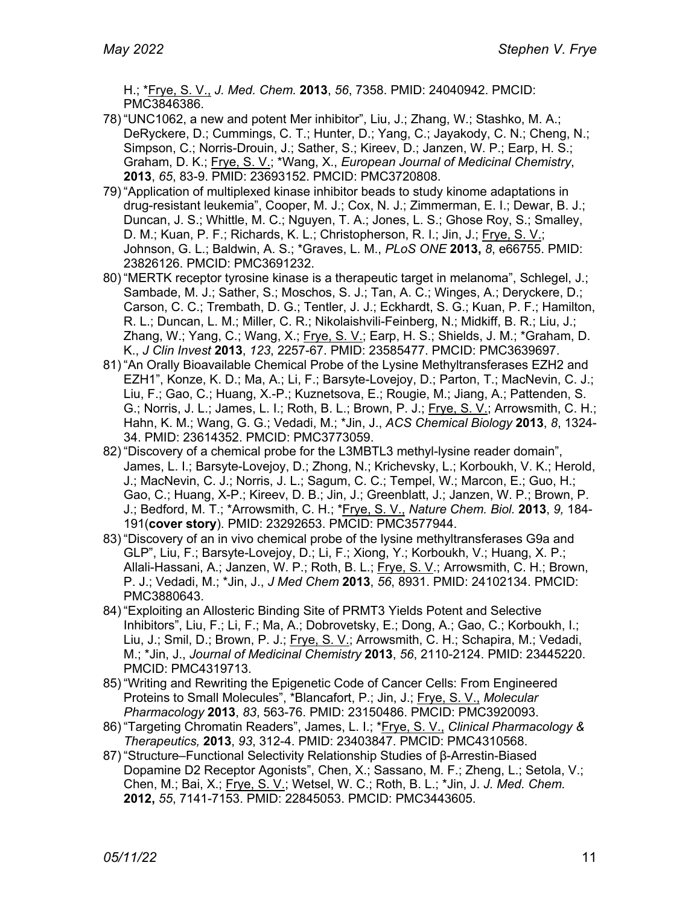H.; *Frye, S. V., *J. Med. Chem.* **2013**, *56*, 7358. PMID: 24040942. PMCID: PMC3846386.

78) "UNC1062, a new and potent Mer inhibitor", Liu, J.; Zhang, W.; Stashko, M. A.; DeRyckere, D.; Cummings, C. T.; Hunter, D.; Yang, C.; Jayakody, C. N.; Cheng, N.; Simpson, C.; Norris-Drouin, J.; Sather, S.; Kireev, D.; Janzen, W. P.; Earp, H. S.; Graham, D. K.; Frye, S. V.; *Wang, X., *European Journal of Medicinal Chemistry*, **2013**, *65*, 83-9. PMID: 23693152. PMCID: PMC3720808.

79) "Application of multiplexed kinase inhibitor beads to study kinome adaptations in drug-resistant leukemia", Cooper, M. J.; Cox, N. J.; Zimmerman, E. I.; Dewar, B. J.; Duncan, J. S.; Whittle, M. C.; Nguyen, T. A.; Jones, L. S.; Ghose Roy, S.; Smalley, D. M.; Kuan, P. F.; Richards, K. L.; Christopherson, R. I.; Jin, J.; Frye, S. V.; Johnson, G. L.; Baldwin, A. S.; *Graves, L. M., *PLoS ONE* **2013,** *8*, e66755. PMID: 23826126. PMCID: PMC3691232.

80) "MERTK receptor tyrosine kinase is a therapeutic target in melanoma", Schlegel, J.; Sambade, M. J.; Sather, S.; Moschos, S. J.; Tan, A. C.; Winges, A.; Deryckere, D.; Carson, C. C.; Trembath, D. G.; Tentler, J. J.; Eckhardt, S. G.; Kuan, P. F.; Hamilton, R. L.; Duncan, L. M.; Miller, C. R.; Nikolaishvili-Feinberg, N.; Midkiff, B. R.; Liu, J.; Zhang, W.; Yang, C.; Wang, X.; Frye, S. V.; Earp, H. S.; Shields, J. M.; *Graham, D. K., *J Clin Invest* **2013**, *123*, 2257-67. PMID: 23585477. PMCID: PMC3639697.

81) "An Orally Bioavailable Chemical Probe of the Lysine Methyltransferases EZH2 and EZH1", Konze, K. D.; Ma, A.; Li, F.; Barsyte-Lovejoy, D.; Parton, T.; MacNevin, C. J.; Liu, F.; Gao, C.; Huang, X.-P.; Kuznetsova, E.; Rougie, M.; Jiang, A.; Pattenden, S. G.; Norris, J. L.; James, L. I.; Roth, B. L.; Brown, P. J.; Frye, S. V.; Arrowsmith, C. H.; Hahn, K. M.; Wang, G. G.; Vedadi, M.; *Jin, J., *ACS Chemical Biology* **2013**, *8*, 1324-34. PMID: 23614352. PMCID: PMC3773059.

82) "Discovery of a chemical probe for the L3MBTL3 methyl-lysine reader domain", James, L. I.; Barsyte-Lovejoy, D.; Zhong, N.; Krichevsky, L.; Korboukh, V. K.; Herold, J.; MacNevin, C. J.; Norris, J. L.; Sagum, C. C.; Tempel, W.; Marcon, E.; Guo, H.; Gao, C.; Huang, X-P.; Kireev, D. B.; Jin, J.; Greenblatt, J.; Janzen, W. P.; Brown, P. J.; Bedford, M. T.; *Arrowsmith, C. H.; *Frye, S. V., *Nature Chem. Biol.* **2013**, *9,* 184-191(**cover story**). PMID: 23292653. PMCID: PMC3577944.

83) "Discovery of an in vivo chemical probe of the lysine methyltransferases G9a and GLP", Liu, F.; Barsyte-Lovejoy, D.; Li, F.; Xiong, Y.; Korboukh, V.; Huang, X. P.; Allali-Hassani, A.; Janzen, W. P.; Roth, B. L.; Frye, S. V.; Arrowsmith, C. H.; Brown, P. J.; Vedadi, M.; *Jin, J., *J Med Chem* **2013**, *56*, 8931. PMID: 24102134. PMCID: PMC3880643.

84) "Exploiting an Allosteric Binding Site of PRMT3 Yields Potent and Selective Inhibitors", Liu, F.; Li, F.; Ma, A.; Dobrovetsky, E.; Dong, A.; Gao, C.; Korboukh, I.; Liu, J.; Smil, D.; Brown, P. J.; Frye, S. V.; Arrowsmith, C. H.; Schapira, M.; Vedadi, M.; *Jin, J., *Journal of Medicinal Chemistry* **2013**, *56*, 2110-2124. PMID: 23445220. PMCID: PMC4319713.

85) "Writing and Rewriting the Epigenetic Code of Cancer Cells: From Engineered Proteins to Small Molecules", *Blancafort, P.; Jin, J.; Frye, S. V., *Molecular Pharmacology* **2013**, *83*, 563-76. PMID: 23150486. PMCID: PMC3920093.

86) "Targeting Chromatin Readers", James, L. I.; *Frye, S. V., *Clinical Pharmacology & Therapeutics,* **2013**, *93*, 312-4. PMID: 23403847. PMCID: PMC4310568.

87) "Structure–Functional Selectivity Relationship Studies of β-Arrestin-Biased Dopamine D2 Receptor Agonists", Chen, X.; Sassano, M. F.; Zheng, L.; Setola, V.; Chen, M.; Bai, X.; Frye, S. V.; Wetsel, W. C.; Roth, B. L.; *Jin, J. *J. Med. Chem.* **2012,** *55*, 7141-7153. PMID: 22845053. PMCID: PMC3443605.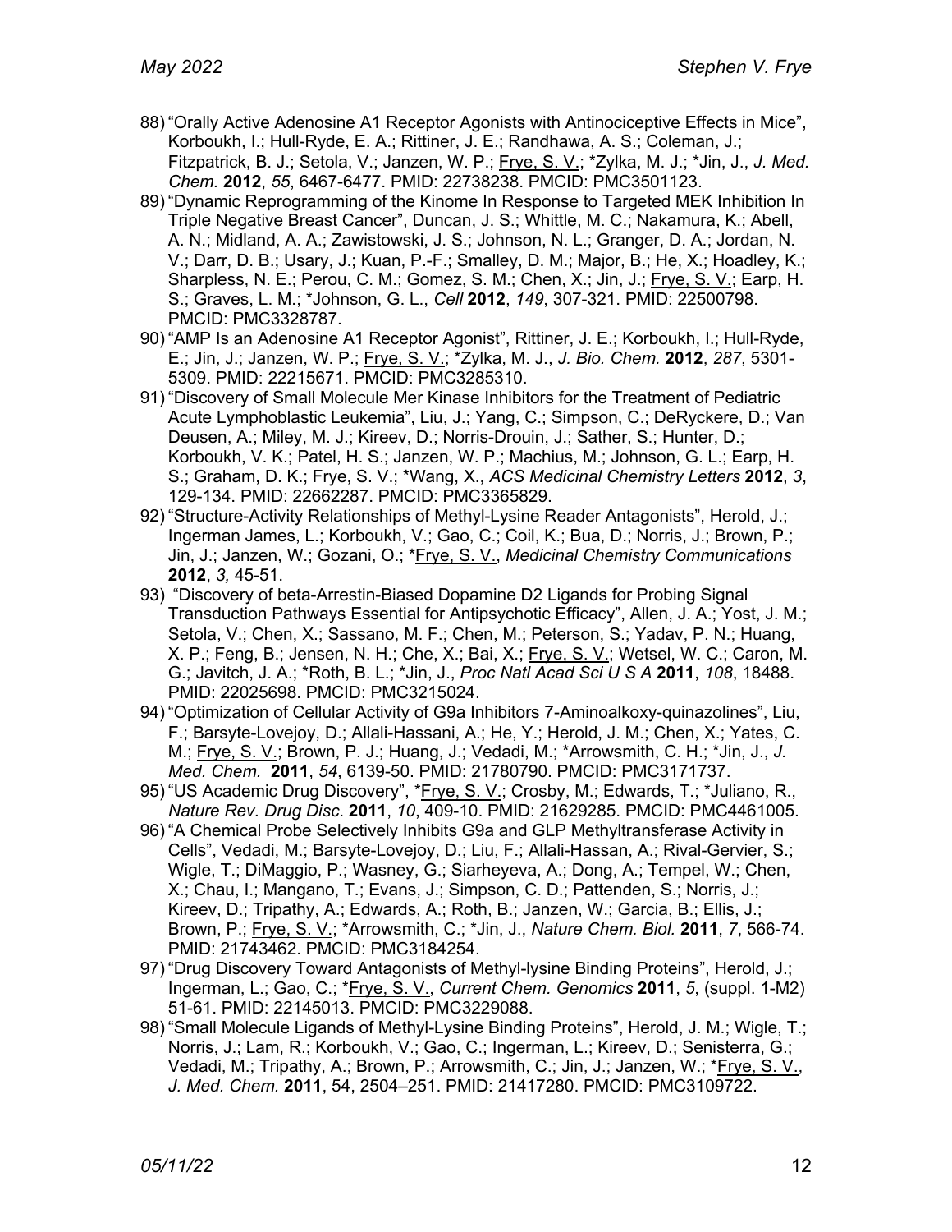88) "Orally Active Adenosine A1 Receptor Agonists with Antinociceptive Effects in Mice", Korboukh, I.; Hull-Ryde, E. A.; Rittiner, J. E.; Randhawa, A. S.; Coleman, J.; Fitzpatrick, B. J.; Setola, V.; Janzen, W. P.; Frye, S. V.; *Zylka, M. J.; *Jin, J., *J. Med. Chem.* **2012**, *55*, 6467-6477. PMID: 22738238. PMCID: PMC3501123.
89) "Dynamic Reprogramming of the Kinome In Response to Targeted MEK Inhibition In Triple Negative Breast Cancer", Duncan, J. S.; Whittle, M. C.; Nakamura, K.; Abell, A. N.; Midland, A. A.; Zawistowski, J. S.; Johnson, N. L.; Granger, D. A.; Jordan, N. V.; Darr, D. B.; Usary, J.; Kuan, P.-F.; Smalley, D. M.; Major, B.; He, X.; Hoadley, K.; Sharpless, N. E.; Perou, C. M.; Gomez, S. M.; Chen, X.; Jin, J.; Frye, S. V.; Earp, H. S.; Graves, L. M.; *Johnson, G. L., *Cell* **2012**, *149*, 307-321. PMID: 22500798. PMCID: PMC3328787.
90) "AMP Is an Adenosine A1 Receptor Agonist", Rittiner, J. E.; Korboukh, I.; Hull-Ryde, E.; Jin, J.; Janzen, W. P.; Frye, S. V.; *Zylka, M. J., *J. Bio. Chem.* **2012**, *287*, 5301-5309. PMID: 22215671. PMCID: PMC3285310.
91) "Discovery of Small Molecule Mer Kinase Inhibitors for the Treatment of Pediatric Acute Lymphoblastic Leukemia", Liu, J.; Yang, C.; Simpson, C.; DeRyckere, D.; Van Deusen, A.; Miley, M. J.; Kireev, D.; Norris-Drouin, J.; Sather, S.; Hunter, D.; Korboukh, V. K.; Patel, H. S.; Janzen, W. P.; Machius, M.; Johnson, G. L.; Earp, H. S.; Graham, D. K.; Frye, S. V.; *Wang, X., *ACS Medicinal Chemistry Letters* **2012**, *3*, 129-134. PMID: 22662287. PMCID: PMC3365829.
92) "Structure-Activity Relationships of Methyl-Lysine Reader Antagonists", Herold, J.; Ingerman James, L.; Korboukh, V.; Gao, C.; Coil, K.; Bua, D.; Norris, J.; Brown, P.; Jin, J.; Janzen, W.; Gozani, O.; *Frye, S. V., *Medicinal Chemistry Communications* **2012**, *3,* 45-51.
93) "Discovery of beta-Arrestin-Biased Dopamine D2 Ligands for Probing Signal Transduction Pathways Essential for Antipsychotic Efficacy", Allen, J. A.; Yost, J. M.; Setola, V.; Chen, X.; Sassano, M. F.; Chen, M.; Peterson, S.; Yadav, P. N.; Huang, X. P.; Feng, B.; Jensen, N. H.; Che, X.; Bai, X.; Frye, S. V.; Wetsel, W. C.; Caron, M. G.; Javitch, J. A.; *Roth, B. L.; *Jin, J., *Proc Natl Acad Sci U S A* **2011**, *108*, 18488. PMID: 22025698. PMCID: PMC3215024.
94) "Optimization of Cellular Activity of G9a Inhibitors 7-Aminoalkoxy-quinazolines", Liu, F.; Barsyte-Lovejoy, D.; Allali-Hassani, A.; He, Y.; Herold, J. M.; Chen, X.; Yates, C. M.; Frye, S. V.; Brown, P. J.; Huang, J.; Vedadi, M.; *Arrowsmith, C. H.; *Jin, J., *J. Med. Chem.* **2011**, *54*, 6139-50. PMID: 21780790. PMCID: PMC3171737.
95) "US Academic Drug Discovery", *Frye, S. V.; Crosby, M.; Edwards, T.; *Juliano, R., *Nature Rev. Drug Disc.* **2011**, *10*, 409-10. PMID: 21629285. PMCID: PMC4461005.
96) "A Chemical Probe Selectively Inhibits G9a and GLP Methyltransferase Activity in Cells", Vedadi, M.; Barsyte-Lovejoy, D.; Liu, F.; Allali-Hassan, A.; Rival-Gervier, S.; Wigle, T.; DiMaggio, P.; Wasney, G.; Siarheyeva, A.; Dong, A.; Tempel, W.; Chen, X.; Chau, I.; Mangano, T.; Evans, J.; Simpson, C. D.; Pattenden, S.; Norris, J.; Kireev, D.; Tripathy, A.; Edwards, A.; Roth, B.; Janzen, W.; Garcia, B.; Ellis, J.; Brown, P.; Frye, S. V.; *Arrowsmith, C.; *Jin, J., *Nature Chem. Biol.* **2011**, *7*, 566-74. PMID: 21743462. PMCID: PMC3184254.
97) "Drug Discovery Toward Antagonists of Methyl-lysine Binding Proteins", Herold, J.; Ingerman, L.; Gao, C.; *Frye, S. V., *Current Chem. Genomics* **2011**, *5*, (suppl. 1-M2) 51-61. PMID: 22145013. PMCID: PMC3229088.
98) "Small Molecule Ligands of Methyl-Lysine Binding Proteins", Herold, J. M.; Wigle, T.; Norris, J.; Lam, R.; Korboukh, V.; Gao, C.; Ingerman, L.; Kireev, D.; Senisterra, G.; Vedadi, M.; Tripathy, A.; Brown, P.; Arrowsmith, C.; Jin, J.; Janzen, W.; *Frye, S. V., *J. Med. Chem.* **2011**, 54, 2504–251. PMID: 21417280. PMCID: PMC3109722.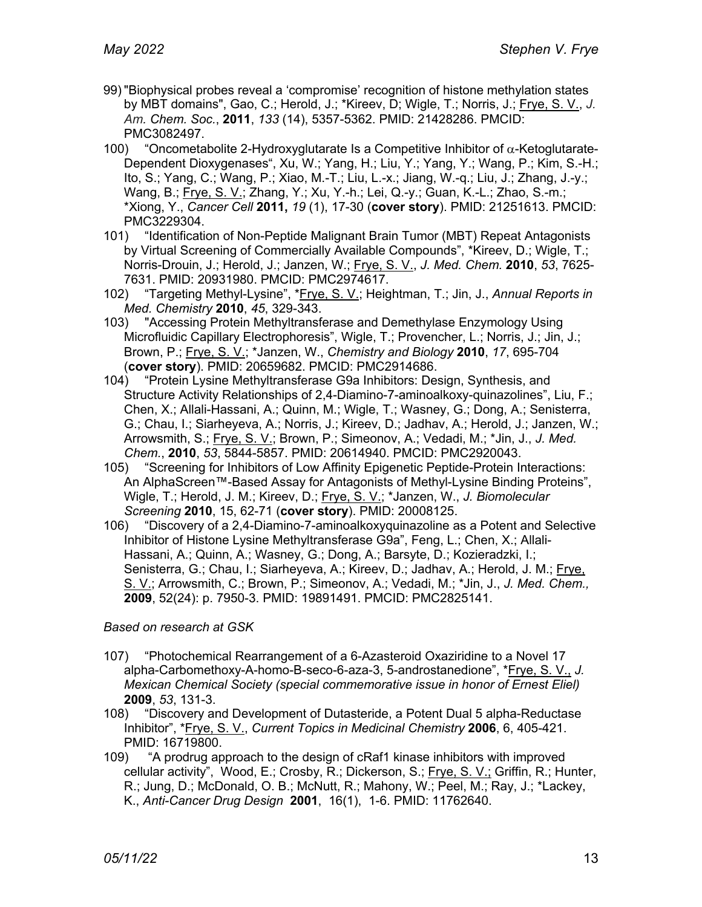99) "Biophysical probes reveal a 'compromise' recognition of histone methylation states by MBT domains", Gao, C.; Herold, J.; *Kireev, D; Wigle, T.; Norris, J.; Frye, S. V., *J. Am. Chem. Soc.*, **2011**, *133* (14), 5357-5362. PMID: 21428286. PMCID: PMC3082497.

100) "Oncometabolite 2-Hydroxyglutarate Is a Competitive Inhibitor of $\alpha$-Ketoglutarate-Dependent Dioxygenases", Xu, W.; Yang, H.; Liu, Y.; Yang, Y.; Wang, P.; Kim, S.-H.; Ito, S.; Yang, C.; Wang, P.; Xiao, M.-T.; Liu, L.-x.; Jiang, W.-q.; Liu, J.; Zhang, J.-y.; Wang, B.; Frye, S. V.; Zhang, Y.; Xu, Y.-h.; Lei, Q.-y.; Guan, K.-L.; Zhao, S.-m.; *Xiong, Y., *Cancer Cell* **2011,** *19* (1), 17-30 (**cover story**). PMID: 21251613. PMCID: PMC3229304.

101) "Identification of Non-Peptide Malignant Brain Tumor (MBT) Repeat Antagonists by Virtual Screening of Commercially Available Compounds", *Kireev, D.; Wigle, T.; Norris-Drouin, J.; Herold, J.; Janzen, W.; Frye, S. V., *J. Med. Chem.* **2010**, *53*, 7625-7631. PMID: 20931980. PMCID: PMC2974617.

102) "Targeting Methyl-Lysine", *Frye, S. V.; Heightman, T.; Jin, J., *Annual Reports in Med. Chemistry* **2010**, *45*, 329-343.

103) "Accessing Protein Methyltransferase and Demethylase Enzymology Using Microfluidic Capillary Electrophoresis", Wigle, T.; Provencher, L.; Norris, J.; Jin, J.; Brown, P.; Frye, S. V.; *Janzen, W., *Chemistry and Biology* **2010**, *17*, 695-704 (**cover story**). PMID: 20659682. PMCID: PMC2914686.

104) "Protein Lysine Methyltransferase G9a Inhibitors: Design, Synthesis, and Structure Activity Relationships of 2,4-Diamino-7-aminoalkoxy-quinazolines", Liu, F.; Chen, X.; Allali-Hassani, A.; Quinn, M.; Wigle, T.; Wasney, G.; Dong, A.; Senisterra, G.; Chau, I.; Siarheyeva, A.; Norris, J.; Kireev, D.; Jadhav, A.; Herold, J.; Janzen, W.; Arrowsmith, S.; Frye, S. V.; Brown, P.; Simeonov, A.; Vedadi, M.; *Jin, J., *J. Med. Chem.*, **2010**, *53*, 5844-5857. PMID: 20614940. PMCID: PMC2920043.

105) "Screening for Inhibitors of Low Affinity Epigenetic Peptide-Protein Interactions: An AlphaScreen™-Based Assay for Antagonists of Methyl-Lysine Binding Proteins", Wigle, T.; Herold, J. M.; Kireev, D.; Frye, S. V.; *Janzen, W., *J. Biomolecular Screening* **2010**, 15, 62-71 (**cover story**). PMID: 20008125.

106) "Discovery of a 2,4-Diamino-7-aminoalkoxyquinazoline as a Potent and Selective Inhibitor of Histone Lysine Methyltransferase G9a", Feng, L.; Chen, X.; Allali-Hassani, A.; Quinn, A.; Wasney, G.; Dong, A.; Barsyte, D.; Kozieradzki, I.; Senisterra, G.; Chau, I.; Siarheyeva, A.; Kireev, D.; Jadhav, A.; Herold, J. M.; Frye, S. V.; Arrowsmith, C.; Brown, P.; Simeonov, A.; Vedadi, M.; *Jin, J., *J. Med. Chem.,* **2009**, 52(24): p. 7950-3. PMID: 19891491. PMCID: PMC2825141.

*Based on research at GSK*

107) "Photochemical Rearrangement of a 6-Azasteroid Oxaziridine to a Novel 17 alpha-Carbomethoxy-A-homo-B-seco-6-aza-3, 5-androstanedione", *Frye, S. V., *J. Mexican Chemical Society (special commemorative issue in honor of Ernest Eliel)* **2009**, *53*, 131-3.

108) "Discovery and Development of Dutasteride, a Potent Dual 5 alpha-Reductase Inhibitor", *Frye, S. V., *Current Topics in Medicinal Chemistry* **2006**, 6, 405-421. PMID: 16719800.

109) "A prodrug approach to the design of cRaf1 kinase inhibitors with improved cellular activity", Wood, E.; Crosby, R.; Dickerson, S.; Frye, S. V.; Griffin, R.; Hunter, R.; Jung, D.; McDonald, O. B.; McNutt, R.; Mahony, W.; Peel, M.; Ray, J.; *Lackey, K., *Anti-Cancer Drug Design* **2001**, 16(1), 1-6. PMID: 11762640.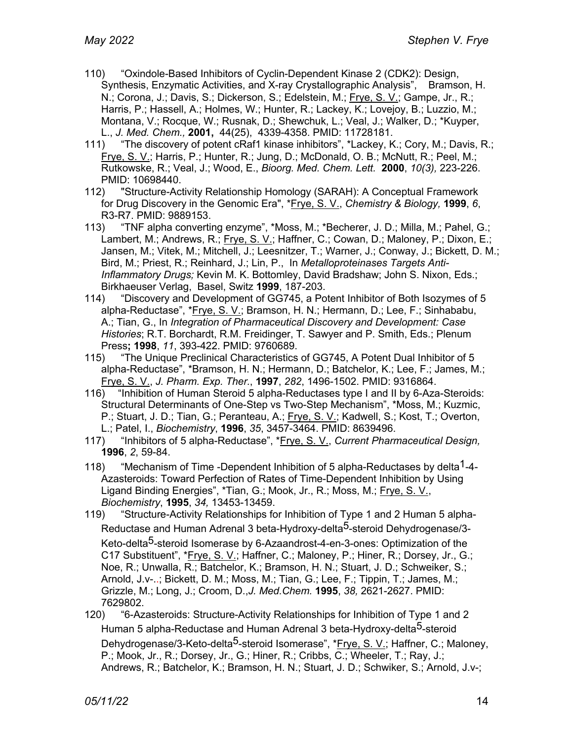110) “Oxindole-Based Inhibitors of Cyclin-Dependent Kinase 2 (CDK2): Design, Synthesis, Enzymatic Activities, and X-ray Crystallographic Analysis”, Bramson, H. N.; Corona, J.; Davis, S.; Dickerson, S.; Edelstein, M.; Frye, S. V.; Gampe, Jr., R.; Harris, P.; Hassell, A.; Holmes, W.; Hunter, R.; Lackey, K.; Lovejoy, B.; Luzzio, M.; Montana, V.; Rocque, W.; Rusnak, D.; Shewchuk, L.; Veal, J.; Walker, D.; *Kuyper, L., *J. Med. Chem.,* **2001,** 44(25), 4339-4358. PMID: 11728181.

111) “The discovery of potent cRaf1 kinase inhibitors”, *Lackey, K.; Cory, M.; Davis, R.; Frye, S. V.; Harris, P.; Hunter, R.; Jung, D.; McDonald, O. B.; McNutt, R.; Peel, M.; Rutkowske, R.; Veal, J.; Wood, E., *Bioorg. Med. Chem. Lett.* **2000**, *10(3),* 223-226. PMID: 10698440.

112) "Structure-Activity Relationship Homology (SARAH): A Conceptual Framework for Drug Discovery in the Genomic Era", *Frye, S. V., *Chemistry & Biology,* **1999**, *6*, R3-R7. PMID: 9889153.

113) “TNF alpha converting enzyme”, *Moss, M.; *Becherer, J. D.; Milla, M.; Pahel, G.; Lambert, M.; Andrews, R.; Frye, S. V.; Haffner, C.; Cowan, D.; Maloney, P.; Dixon, E.; Jansen, M.; Vitek, M.; Mitchell, J.; Leesnitzer, T.; Warner, J.; Conway, J.; Bickett, D. M.; Bird, M.; Priest, R.; Reinhard, J.; Lin, P., In *Metalloproteinases Targets Anti-Inflammatory Drugs;* Kevin M. K. Bottomley, David Bradshaw; John S. Nixon, Eds.; Birkhaeuser Verlag, Basel, Switz **1999**, 187-203.

114) “Discovery and Development of GG745, a Potent Inhibitor of Both Isozymes of 5 alpha-Reductase”, *Frye, S. V.; Bramson, H. N.; Hermann, D.; Lee, F.; Sinhababu, A.; Tian, G., In *Integration of Pharmaceutical Discovery and Development: Case Histories*; R.T. Borchardt, R.M. Freidinger, T. Sawyer and P. Smith, Eds.; Plenum Press**; 1998**, *11*, 393-422. PMID: 9760689.

115) “The Unique Preclinical Characteristics of GG745, A Potent Dual Inhibitor of 5 alpha-Reductase”, *Bramson, H. N.; Hermann, D.; Batchelor, K.; Lee, F.; James, M.; Frye, S. V., *J. Pharm. Exp. Ther.*, **1997**, *282*, 1496-1502. PMID: 9316864.

116) “Inhibition of Human Steroid 5 alpha-Reductases type I and II by 6-Aza-Steroids: Structural Determinants of One-Step vs Two-Step Mechanism”, *Moss, M.; Kuzmic, P.; Stuart, J. D.; Tian, G.; Peranteau, A.; Frye, S. V.; Kadwell, S.; Kost, T.; Overton, L.; Patel, I., *Biochemistry*, **1996**, *35*, 3457-3464. PMID: 8639496.

117) “Inhibitors of 5 alpha-Reductase”, *Frye, S. V., *Current Pharmaceutical Design,* **1996**, *2*, 59-84.

118) “Mechanism of Time -Dependent Inhibition of 5 alpha-Reductases by delta$^{1}$-4-Azasteroids: Toward Perfection of Rates of Time-Dependent Inhibition by Using Ligand Binding Energies”, *Tian, G.; Mook, Jr., R.; Moss, M.; Frye, S. V., *Biochemistry*, **1995**, *34,* 13453-13459.

119) “Structure-Activity Relationships for Inhibition of Type 1 and 2 Human 5 alpha-Reductase and Human Adrenal 3 beta-Hydroxy-delta$^{5}$-steroid Dehydrogenase/3-Keto-delta$^{5}$-steroid Isomerase by 6-Azaandrost-4-en-3-ones: Optimization of the C17 Substituent”, *Frye, S. V.; Haffner, C.; Maloney, P.; Hiner, R.; Dorsey, Jr., G.; Noe, R.; Unwalla, R.; Batchelor, K.; Bramson, H. N.; Stuart, J. D.; Schweiker, S.; Arnold, J.v-..; Bickett, D. M.; Moss, M.; Tian, G.; Lee, F.; Tippin, T.; James, M.; Grizzle, M.; Long, J.; Croom, D.,*J. Med.Chem.* **1995**, *38,* 2621-2627. PMID: 7629802.

120) “6-Azasteroids: Structure-Activity Relationships for Inhibition of Type 1 and 2 Human 5 alpha-Reductase and Human Adrenal 3 beta-Hydroxy-delta$^{5}$-steroid Dehydrogenase/3-Keto-delta$^{5}$-steroid Isomerase”, *Frye, S. V.; Haffner, C.; Maloney, P.; Mook, Jr., R.; Dorsey, Jr., G.; Hiner, R.; Cribbs, C.; Wheeler, T.; Ray, J.; Andrews, R.; Batchelor, K.; Bramson, H. N.; Stuart, J. D.; Schwiker, S.; Arnold, J.v-;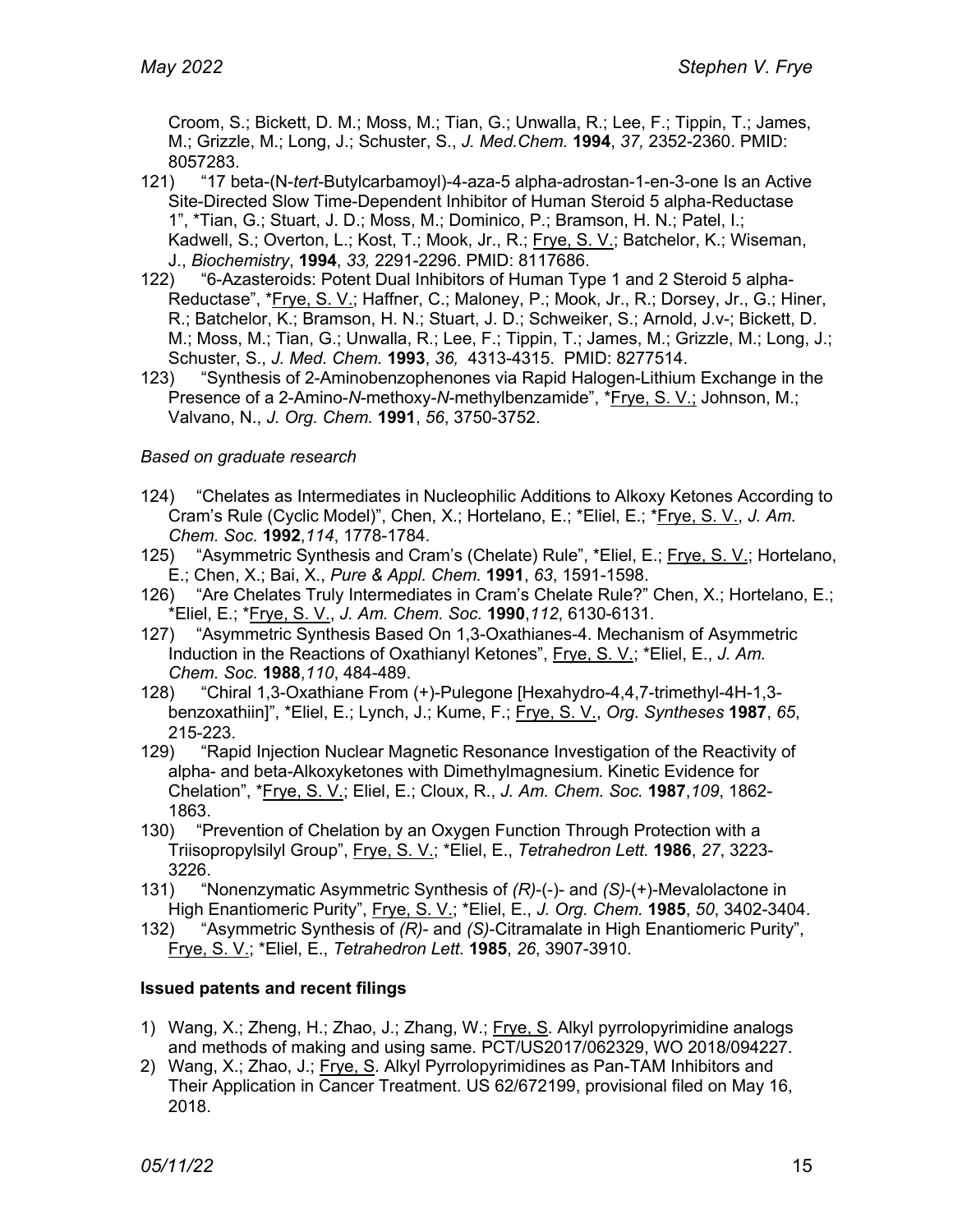Croom, S.; Bickett, D. M.; Moss, M.; Tian, G.; Unwalla, R.; Lee, F.; Tippin, T.; James, M.; Grizzle, M.; Long, J.; Schuster, S., *J. Med.Chem.* **1994**, *37,* 2352-2360. PMID: 8057283.

121) "17 beta-(N-*tert*-Butylcarbamoyl)-4-aza-5 alpha-adrostan-1-en-3-one Is an Active Site-Directed Slow Time-Dependent Inhibitor of Human Steroid 5 alpha-Reductase 1", *Tian, G.; Stuart, J. D.; Moss, M.; Dominico, P.; Bramson, H. N.; Patel, I.; Kadwell, S.; Overton, L.; Kost, T.; Mook, Jr., R.; Frye, S. V.; Batchelor, K.; Wiseman, J., *Biochemistry*, **1994**, *33,* 2291-2296. PMID: 8117686.

122) "6-Azasteroids: Potent Dual Inhibitors of Human Type 1 and 2 Steroid 5 alpha-Reductase", *Frye, S. V.; Haffner, C.; Maloney, P.; Mook, Jr., R.; Dorsey, Jr., G.; Hiner, R.; Batchelor, K.; Bramson, H. N.; Stuart, J. D.; Schweiker, S.; Arnold, J.v-; Bickett, D. M.; Moss, M.; Tian, G.; Unwalla, R.; Lee, F.; Tippin, T.; James, M.; Grizzle, M.; Long, J.; Schuster, S., *J. Med. Chem.* **1993**, *36,* 4313-4315. PMID: 8277514.

123) "Synthesis of 2-Aminobenzophenones via Rapid Halogen-Lithium Exchange in the Presence of a 2-Amino-*N*-methoxy-*N*-methylbenzamide", *Frye, S. V.; Johnson, M.; Valvano, N., *J. Org. Chem.* **1991**, *56*, 3750-3752.

*Based on graduate research*

124) "Chelates as Intermediates in Nucleophilic Additions to Alkoxy Ketones According to Cram's Rule (Cyclic Model)", Chen, X.; Hortelano, E.; *Eliel, E.; *Frye, S. V., *J. Am. Chem. Soc.* **1992**,*114*, 1778-1784.

125) "Asymmetric Synthesis and Cram's (Chelate) Rule", *Eliel, E.; Frye, S. V.; Hortelano, E.; Chen, X.; Bai, X., *Pure & Appl. Chem.* **1991**, *63*, 1591-1598.

126) "Are Chelates Truly Intermediates in Cram's Chelate Rule?" Chen, X.; Hortelano, E.; *Eliel, E.; *Frye, S. V., *J. Am. Chem. Soc.* **1990**,*112*, 6130-6131.

127) "Asymmetric Synthesis Based On 1,3-Oxathianes-4. Mechanism of Asymmetric Induction in the Reactions of Oxathianyl Ketones", Frye, S. V.; *Eliel, E., *J. Am. Chem. Soc.* **1988**,*110*, 484-489.

128) "Chiral 1,3-Oxathiane From (+)-Pulegone [Hexahydro-4,4,7-trimethyl-4H-1,3-benzoxathiin]", *Eliel, E.; Lynch, J.; Kume, F.; Frye, S. V., *Org. Syntheses* **1987**, *65*, 215-223.

129) "Rapid Injection Nuclear Magnetic Resonance Investigation of the Reactivity of alpha- and beta-Alkoxyketones with Dimethylmagnesium. Kinetic Evidence for Chelation", *Frye, S. V.; Eliel, E.; Cloux, R., *J. Am. Chem. Soc.* **1987**,*109*, 1862-1863.

130) "Prevention of Chelation by an Oxygen Function Through Protection with a Triisopropylsilyl Group", Frye, S. V.; *Eliel, E., *Tetrahedron Lett.* **1986**, *27*, 3223-3226.

131) "Nonenzymatic Asymmetric Synthesis of *(R)*-(-)- and *(S)*-(+)-Mevalolactone in High Enantiomeric Purity", Frye, S. V.; *Eliel, E., *J. Org. Chem.* **1985**, *50*, 3402-3404.

132) "Asymmetric Synthesis of *(R)*- and *(S)*-Citramalate in High Enantiomeric Purity", Frye, S. V.; *Eliel, E., *Tetrahedron Lett.* **1985**, *26*, 3907-3910.

**Issued patents and recent filings**

1) Wang, X.; Zheng, H.; Zhao, J.; Zhang, W.; Frye, S. Alkyl pyrrolopyrimidine analogs and methods of making and using same. PCT/US2017/062329, WO 2018/094227.
2) Wang, X.; Zhao, J.; Frye, S. Alkyl Pyrrolopyrimidines as Pan-TAM Inhibitors and Their Application in Cancer Treatment. US 62/672199, provisional filed on May 16, 2018.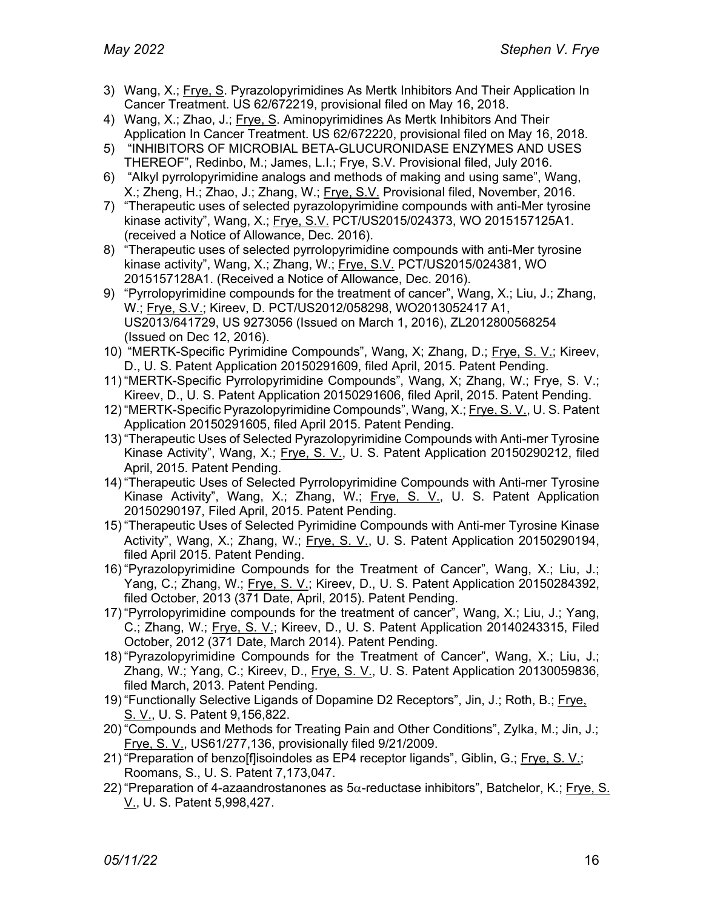3) Wang, X.; Frye, S. Pyrazolopyrimidines As Mertk Inhibitors And Their Application In Cancer Treatment. US 62/672219, provisional filed on May 16, 2018.
4) Wang, X.; Zhao, J.; Frye, S. Aminopyrimidines As Mertk Inhibitors And Their Application In Cancer Treatment. US 62/672220, provisional filed on May 16, 2018.
5) "INHIBITORS OF MICROBIAL BETA-GLUCURONIDASE ENZYMES AND USES THEREOF", Redinbo, M.; James, L.I.; Frye, S.V. Provisional filed, July 2016.
6) "Alkyl pyrrolopyrimidine analogs and methods of making and using same", Wang, X.; Zheng, H.; Zhao, J.; Zhang, W.; Frye, S.V. Provisional filed, November, 2016.
7) "Therapeutic uses of selected pyrazolopyrimidine compounds with anti-Mer tyrosine kinase activity", Wang, X.; Frye, S.V. PCT/US2015/024373, WO 2015157125A1. (received a Notice of Allowance, Dec. 2016).
8) "Therapeutic uses of selected pyrrolopyrimidine compounds with anti-Mer tyrosine kinase activity", Wang, X.; Zhang, W.; Frye, S.V. PCT/US2015/024381, WO 2015157128A1. (Received a Notice of Allowance, Dec. 2016).
9) "Pyrrolopyrimidine compounds for the treatment of cancer", Wang, X.; Liu, J.; Zhang, W.; Frye, S.V.; Kireev, D. PCT/US2012/058298, WO2013052417 A1, US2013/641729, US 9273056 (Issued on March 1, 2016), ZL2012800568254 (Issued on Dec 12, 2016).
10) "MERTK-Specific Pyrimidine Compounds", Wang, X; Zhang, D.; Frye, S. V.; Kireev, D., U. S. Patent Application 20150291609, filed April, 2015. Patent Pending.
11) "MERTK-Specific Pyrrolopyrimidine Compounds", Wang, X; Zhang, W.; Frye, S. V.; Kireev, D., U. S. Patent Application 20150291606, filed April, 2015. Patent Pending.
12) "MERTK-Specific Pyrazolopyrimidine Compounds", Wang, X.; Frye, S. V., U. S. Patent Application 20150291605, filed April 2015. Patent Pending.
13) "Therapeutic Uses of Selected Pyrazolopyrimidine Compounds with Anti-mer Tyrosine Kinase Activity", Wang, X.; Frye, S. V., U. S. Patent Application 20150290212, filed April, 2015. Patent Pending.
14) "Therapeutic Uses of Selected Pyrrolopyrimidine Compounds with Anti-mer Tyrosine Kinase Activity", Wang, X.; Zhang, W.; Frye, S. V., U. S. Patent Application 20150290197, Filed April, 2015. Patent Pending.
15) "Therapeutic Uses of Selected Pyrimidine Compounds with Anti-mer Tyrosine Kinase Activity", Wang, X.; Zhang, W.; Frye, S. V., U. S. Patent Application 20150290194, filed April 2015. Patent Pending.
16) "Pyrazolopyrimidine Compounds for the Treatment of Cancer", Wang, X.; Liu, J.; Yang, C.; Zhang, W.; Frye, S. V.; Kireev, D., U. S. Patent Application 20150284392, filed October, 2013 (371 Date, April, 2015). Patent Pending.
17) "Pyrrolopyrimidine compounds for the treatment of cancer", Wang, X.; Liu, J.; Yang, C.; Zhang, W.; Frye, S. V.; Kireev, D., U. S. Patent Application 20140243315, Filed October, 2012 (371 Date, March 2014). Patent Pending.
18) "Pyrazolopyrimidine Compounds for the Treatment of Cancer", Wang, X.; Liu, J.; Zhang, W.; Yang, C.; Kireev, D., Frye, S. V., U. S. Patent Application 20130059836, filed March, 2013. Patent Pending.
19) "Functionally Selective Ligands of Dopamine D2 Receptors", Jin, J.; Roth, B.; Frye, S. V., U. S. Patent 9,156,822.
20) "Compounds and Methods for Treating Pain and Other Conditions", Zylka, M.; Jin, J.; Frye, S. V., US61/277,136, provisionally filed 9/21/2009.
21) "Preparation of benzo[f]isoindoles as EP4 receptor ligands", Giblin, G.; Frye, S. V.; Roomans, S., U. S. Patent 7,173,047.
22) "Preparation of 4-azaandrostanones as 5$\alpha$-reductase inhibitors", Batchelor, K.; Frye, S. V., U. S. Patent 5,998,427.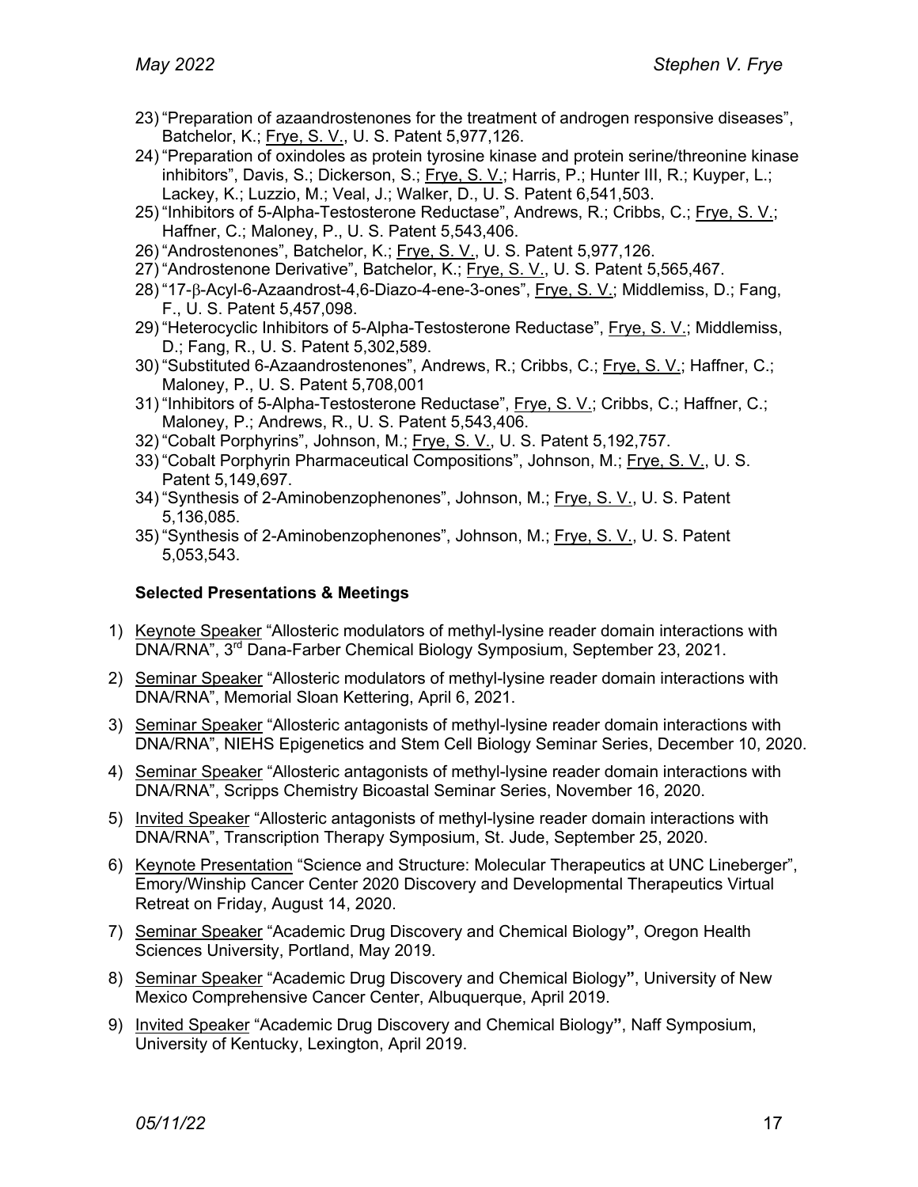23) "Preparation of azaandrostenones for the treatment of androgen responsive diseases", Batchelor, K.; Frye, S. V., U. S. Patent 5,977,126.
24) "Preparation of oxindoles as protein tyrosine kinase and protein serine/threonine kinase inhibitors", Davis, S.; Dickerson, S.; Frye, S. V.; Harris, P.; Hunter III, R.; Kuyper, L.; Lackey, K.; Luzzio, M.; Veal, J.; Walker, D., U. S. Patent 6,541,503.
25) "Inhibitors of 5-Alpha-Testosterone Reductase", Andrews, R.; Cribbs, C.; Frye, S. V.; Haffner, C.; Maloney, P., U. S. Patent 5,543,406.
26) "Androstenones", Batchelor, K.; Frye, S. V., U. S. Patent 5,977,126.
27) "Androstenone Derivative", Batchelor, K.; Frye, S. V., U. S. Patent 5,565,467.
28) "17-β-Acyl-6-Azaandrost-4,6-Diazo-4-ene-3-ones", Frye, S. V.; Middlemiss, D.; Fang, F., U. S. Patent 5,457,098.
29) "Heterocyclic Inhibitors of 5-Alpha-Testosterone Reductase", Frye, S. V.; Middlemiss, D.; Fang, R., U. S. Patent 5,302,589.
30) "Substituted 6-Azaandrostenones", Andrews, R.; Cribbs, C.; Frye, S. V.; Haffner, C.; Maloney, P., U. S. Patent 5,708,001
31) "Inhibitors of 5-Alpha-Testosterone Reductase", Frye, S. V.; Cribbs, C.; Haffner, C.; Maloney, P.; Andrews, R., U. S. Patent 5,543,406.
32) "Cobalt Porphyrins", Johnson, M.; Frye, S. V., U. S. Patent 5,192,757.
33) "Cobalt Porphyrin Pharmaceutical Compositions", Johnson, M.; Frye, S. V., U. S. Patent 5,149,697.
34) "Synthesis of 2-Aminobenzophenones", Johnson, M.; Frye, S. V., U. S. Patent 5,136,085.
35) "Synthesis of 2-Aminobenzophenones", Johnson, M.; Frye, S. V., U. S. Patent 5,053,543.

**Selected Presentations & Meetings**

1) Keynote Speaker "Allosteric modulators of methyl-lysine reader domain interactions with DNA/RNA", 3rd Dana-Farber Chemical Biology Symposium, September 23, 2021.
2) Seminar Speaker "Allosteric modulators of methyl-lysine reader domain interactions with DNA/RNA", Memorial Sloan Kettering, April 6, 2021.
3) Seminar Speaker "Allosteric antagonists of methyl-lysine reader domain interactions with DNA/RNA", NIEHS Epigenetics and Stem Cell Biology Seminar Series, December 10, 2020.
4) Seminar Speaker "Allosteric antagonists of methyl-lysine reader domain interactions with DNA/RNA", Scripps Chemistry Bicoastal Seminar Series, November 16, 2020.
5) Invited Speaker "Allosteric antagonists of methyl-lysine reader domain interactions with DNA/RNA", Transcription Therapy Symposium, St. Jude, September 25, 2020.
6) Keynote Presentation "Science and Structure: Molecular Therapeutics at UNC Lineberger", Emory/Winship Cancer Center 2020 Discovery and Developmental Therapeutics Virtual Retreat on Friday, August 14, 2020.
7) Seminar Speaker "Academic Drug Discovery and Chemical Biology", Oregon Health Sciences University, Portland, May 2019.
8) Seminar Speaker "Academic Drug Discovery and Chemical Biology", University of New Mexico Comprehensive Cancer Center, Albuquerque, April 2019.
9) Invited Speaker "Academic Drug Discovery and Chemical Biology", Naff Symposium, University of Kentucky, Lexington, April 2019.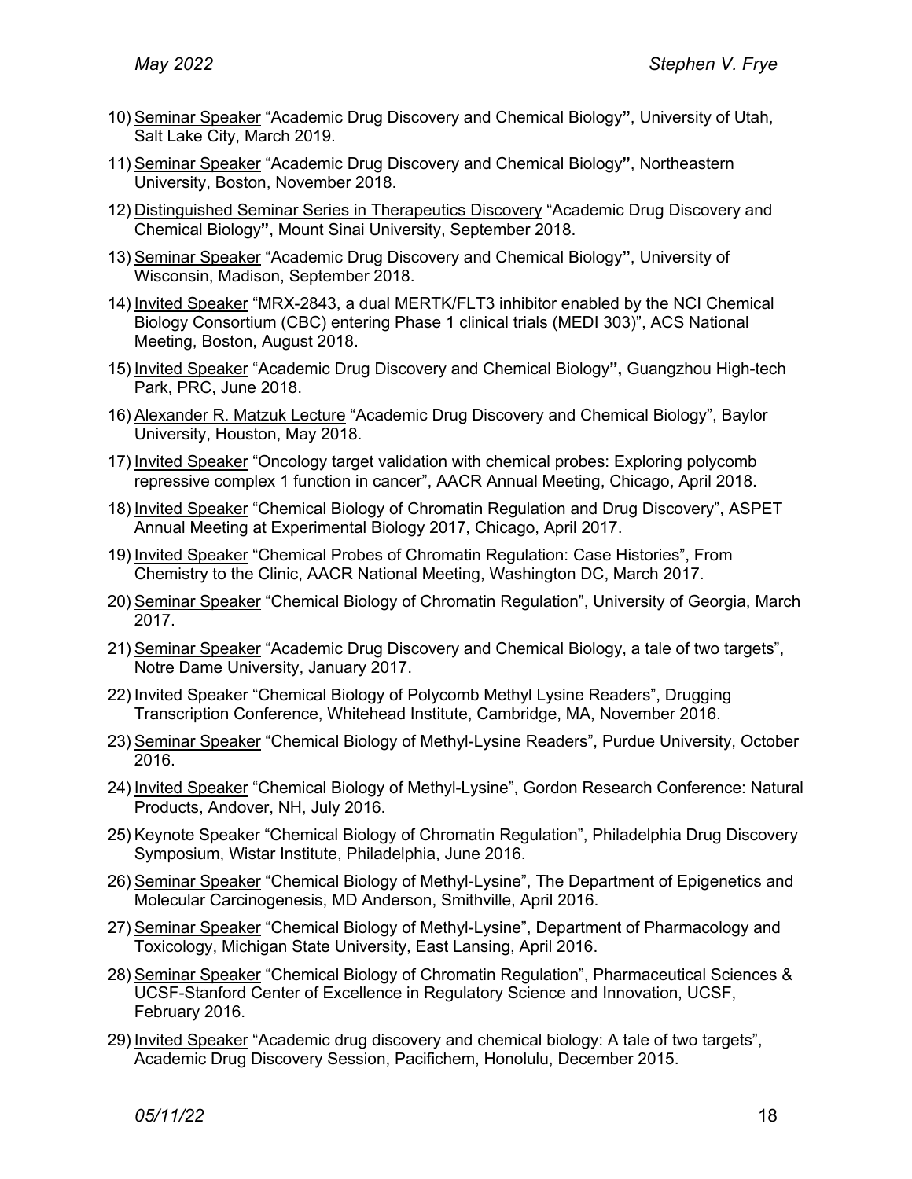10) <u>Seminar Speaker</u> "Academic Drug Discovery and Chemical Biology**"**, University of Utah, Salt Lake City, March 2019.

11) <u>Seminar Speaker</u> "Academic Drug Discovery and Chemical Biology**"**, Northeastern University, Boston, November 2018.

12) <u>Distinguished Seminar Series in Therapeutics Discovery</u> "Academic Drug Discovery and Chemical Biology**"**, Mount Sinai University, September 2018.

13) <u>Seminar Speaker</u> "Academic Drug Discovery and Chemical Biology**"**, University of Wisconsin, Madison, September 2018.

14) <u>Invited Speaker</u> "MRX-2843, a dual MERTK/FLT3 inhibitor enabled by the NCI Chemical Biology Consortium (CBC) entering Phase 1 clinical trials (MEDI 303)", ACS National Meeting, Boston, August 2018.

15) <u>Invited Speaker</u> "Academic Drug Discovery and Chemical Biology**",** Guangzhou High-tech Park, PRC, June 2018.

16) <u>Alexander R. Matzuk Lecture</u> "Academic Drug Discovery and Chemical Biology", Baylor University, Houston, May 2018.

17) <u>Invited Speaker</u> "Oncology target validation with chemical probes: Exploring polycomb repressive complex 1 function in cancer", AACR Annual Meeting, Chicago, April 2018.

18) <u>Invited Speaker</u> "Chemical Biology of Chromatin Regulation and Drug Discovery", ASPET Annual Meeting at Experimental Biology 2017, Chicago, April 2017.

19) <u>Invited Speaker</u> "Chemical Probes of Chromatin Regulation: Case Histories", From Chemistry to the Clinic, AACR National Meeting, Washington DC, March 2017.

20) <u>Seminar Speaker</u> "Chemical Biology of Chromatin Regulation", University of Georgia, March 2017.

21) <u>Seminar Speaker</u> "Academic Drug Discovery and Chemical Biology, a tale of two targets", Notre Dame University, January 2017.

22) <u>Invited Speaker</u> "Chemical Biology of Polycomb Methyl Lysine Readers", Drugging Transcription Conference, Whitehead Institute, Cambridge, MA, November 2016.

23) <u>Seminar Speaker</u> "Chemical Biology of Methyl-Lysine Readers", Purdue University, October 2016.

24) <u>Invited Speaker</u> "Chemical Biology of Methyl-Lysine", Gordon Research Conference: Natural Products, Andover, NH, July 2016.

25) <u>Keynote Speaker</u> "Chemical Biology of Chromatin Regulation", Philadelphia Drug Discovery Symposium, Wistar Institute, Philadelphia, June 2016.

26) <u>Seminar Speaker</u> "Chemical Biology of Methyl-Lysine", The Department of Epigenetics and Molecular Carcinogenesis, MD Anderson, Smithville, April 2016.

27) <u>Seminar Speaker</u> "Chemical Biology of Methyl-Lysine", Department of Pharmacology and Toxicology, Michigan State University, East Lansing, April 2016.

28) <u>Seminar Speaker</u> "Chemical Biology of Chromatin Regulation", Pharmaceutical Sciences & UCSF-Stanford Center of Excellence in Regulatory Science and Innovation, UCSF, February 2016.

29) <u>Invited Speaker</u> "Academic drug discovery and chemical biology: A tale of two targets", Academic Drug Discovery Session, Pacifichem, Honolulu, December 2015.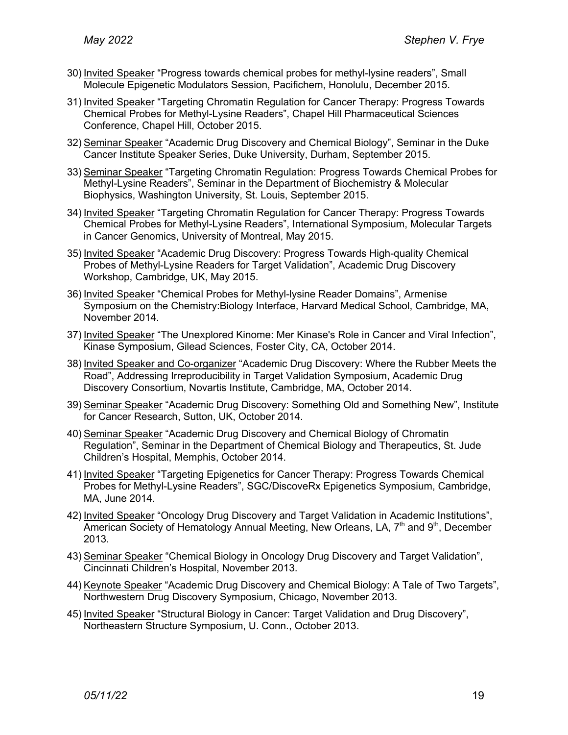30) Invited Speaker "Progress towards chemical probes for methyl-lysine readers", Small Molecule Epigenetic Modulators Session, Pacifichem, Honolulu, December 2015.

31) Invited Speaker "Targeting Chromatin Regulation for Cancer Therapy: Progress Towards Chemical Probes for Methyl-Lysine Readers", Chapel Hill Pharmaceutical Sciences Conference, Chapel Hill, October 2015.

32) Seminar Speaker "Academic Drug Discovery and Chemical Biology", Seminar in the Duke Cancer Institute Speaker Series, Duke University, Durham, September 2015.

33) Seminar Speaker "Targeting Chromatin Regulation: Progress Towards Chemical Probes for Methyl-Lysine Readers", Seminar in the Department of Biochemistry & Molecular Biophysics, Washington University, St. Louis, September 2015.

34) Invited Speaker "Targeting Chromatin Regulation for Cancer Therapy: Progress Towards Chemical Probes for Methyl-Lysine Readers", International Symposium, Molecular Targets in Cancer Genomics, University of Montreal, May 2015.

35) Invited Speaker "Academic Drug Discovery: Progress Towards High-quality Chemical Probes of Methyl-Lysine Readers for Target Validation", Academic Drug Discovery Workshop, Cambridge, UK, May 2015.

36) Invited Speaker "Chemical Probes for Methyl-lysine Reader Domains", Armenise Symposium on the Chemistry:Biology Interface, Harvard Medical School, Cambridge, MA, November 2014.

37) Invited Speaker "The Unexplored Kinome: Mer Kinase's Role in Cancer and Viral Infection", Kinase Symposium, Gilead Sciences, Foster City, CA, October 2014.

38) Invited Speaker and Co-organizer "Academic Drug Discovery: Where the Rubber Meets the Road", Addressing Irreproducibility in Target Validation Symposium, Academic Drug Discovery Consortium, Novartis Institute, Cambridge, MA, October 2014.

39) Seminar Speaker "Academic Drug Discovery: Something Old and Something New", Institute for Cancer Research, Sutton, UK, October 2014.

40) Seminar Speaker "Academic Drug Discovery and Chemical Biology of Chromatin Regulation", Seminar in the Department of Chemical Biology and Therapeutics, St. Jude Children's Hospital, Memphis, October 2014.

41) Invited Speaker "Targeting Epigenetics for Cancer Therapy: Progress Towards Chemical Probes for Methyl-Lysine Readers", SGC/DiscoveRx Epigenetics Symposium, Cambridge, MA, June 2014.

42) Invited Speaker "Oncology Drug Discovery and Target Validation in Academic Institutions", American Society of Hematology Annual Meeting, New Orleans, LA, 7th and 9th, December 2013.

43) Seminar Speaker "Chemical Biology in Oncology Drug Discovery and Target Validation", Cincinnati Children's Hospital, November 2013.

44) Keynote Speaker "Academic Drug Discovery and Chemical Biology: A Tale of Two Targets", Northwestern Drug Discovery Symposium, Chicago, November 2013.

45) Invited Speaker "Structural Biology in Cancer: Target Validation and Drug Discovery", Northeastern Structure Symposium, U. Conn., October 2013.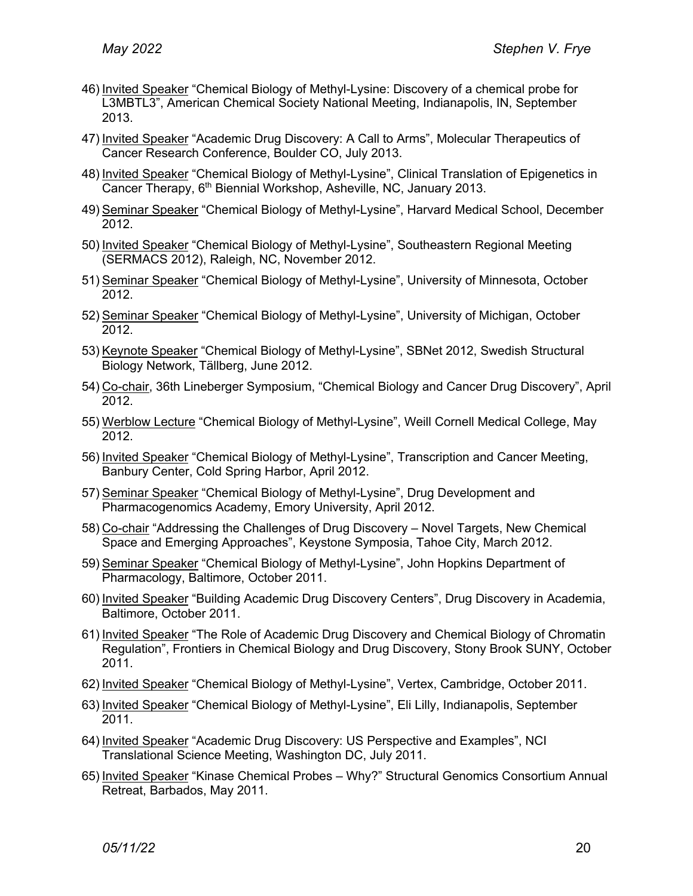46) <u>Invited Speaker</u> "Chemical Biology of Methyl-Lysine: Discovery of a chemical probe for L3MBTL3", American Chemical Society National Meeting, Indianapolis, IN, September 2013.

47) <u>Invited Speaker</u> "Academic Drug Discovery: A Call to Arms", Molecular Therapeutics of Cancer Research Conference, Boulder CO, July 2013.

48) <u>Invited Speaker</u> "Chemical Biology of Methyl-Lysine", Clinical Translation of Epigenetics in Cancer Therapy, 6th Biennial Workshop, Asheville, NC, January 2013.

49) <u>Seminar Speaker</u> "Chemical Biology of Methyl-Lysine", Harvard Medical School, December 2012.

50) <u>Invited Speaker</u> "Chemical Biology of Methyl-Lysine", Southeastern Regional Meeting (SERMACS 2012), Raleigh, NC, November 2012.

51) <u>Seminar Speaker</u> "Chemical Biology of Methyl-Lysine", University of Minnesota, October 2012.

52) <u>Seminar Speaker</u> "Chemical Biology of Methyl-Lysine", University of Michigan, October 2012.

53) <u>Keynote Speaker</u> "Chemical Biology of Methyl-Lysine", SBNet 2012, Swedish Structural Biology Network, Tällberg, June 2012.

54) <u>Co-chair</u>, 36th Lineberger Symposium, "Chemical Biology and Cancer Drug Discovery", April 2012.

55) <u>Werblow Lecture</u> "Chemical Biology of Methyl-Lysine", Weill Cornell Medical College, May 2012.

56) <u>Invited Speaker</u> "Chemical Biology of Methyl-Lysine", Transcription and Cancer Meeting, Banbury Center, Cold Spring Harbor, April 2012.

57) <u>Seminar Speaker</u> "Chemical Biology of Methyl-Lysine", Drug Development and Pharmacogenomics Academy, Emory University, April 2012.

58) <u>Co-chair</u> "Addressing the Challenges of Drug Discovery – Novel Targets, New Chemical Space and Emerging Approaches", Keystone Symposia, Tahoe City, March 2012.

59) <u>Seminar Speaker</u> "Chemical Biology of Methyl-Lysine", John Hopkins Department of Pharmacology, Baltimore, October 2011.

60) <u>Invited Speaker</u> "Building Academic Drug Discovery Centers", Drug Discovery in Academia, Baltimore, October 2011.

61) <u>Invited Speaker</u> "The Role of Academic Drug Discovery and Chemical Biology of Chromatin Regulation", Frontiers in Chemical Biology and Drug Discovery, Stony Brook SUNY, October 2011.

62) <u>Invited Speaker</u> "Chemical Biology of Methyl-Lysine", Vertex, Cambridge, October 2011.

63) <u>Invited Speaker</u> "Chemical Biology of Methyl-Lysine", Eli Lilly, Indianapolis, September 2011.

64) <u>Invited Speaker</u> "Academic Drug Discovery: US Perspective and Examples", NCI Translational Science Meeting, Washington DC, July 2011.

65) <u>Invited Speaker</u> "Kinase Chemical Probes – Why?" Structural Genomics Consortium Annual Retreat, Barbados, May 2011.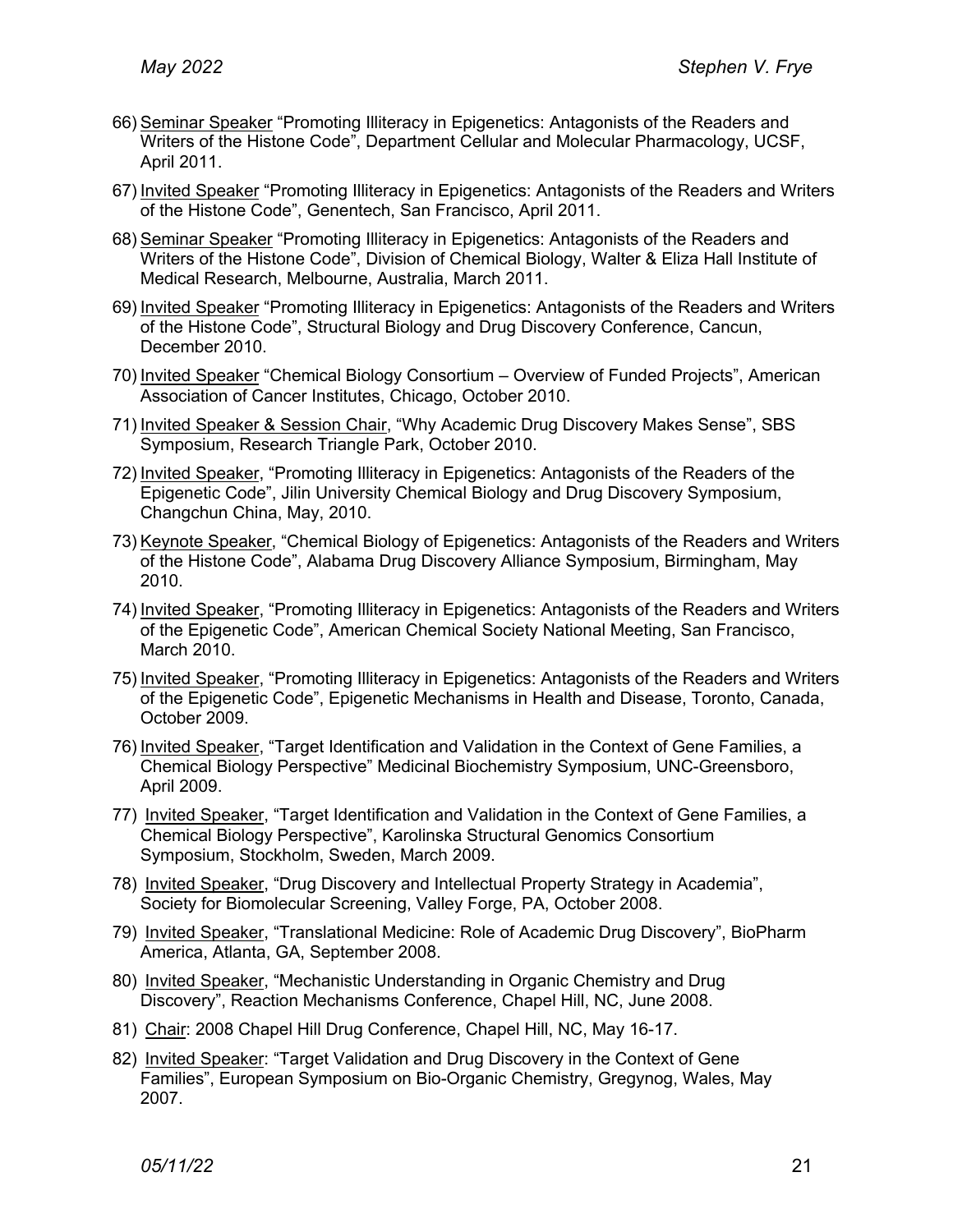66) <u>Seminar Speaker</u> "Promoting Illiteracy in Epigenetics: Antagonists of the Readers and Writers of the Histone Code", Department Cellular and Molecular Pharmacology, UCSF, April 2011.

67) <u>Invited Speaker</u> "Promoting Illiteracy in Epigenetics: Antagonists of the Readers and Writers of the Histone Code", Genentech, San Francisco, April 2011.

68) <u>Seminar Speaker</u> "Promoting Illiteracy in Epigenetics: Antagonists of the Readers and Writers of the Histone Code", Division of Chemical Biology, Walter & Eliza Hall Institute of Medical Research, Melbourne, Australia, March 2011.

69) <u>Invited Speaker</u> "Promoting Illiteracy in Epigenetics: Antagonists of the Readers and Writers of the Histone Code", Structural Biology and Drug Discovery Conference, Cancun, December 2010.

70) <u>Invited Speaker</u> "Chemical Biology Consortium – Overview of Funded Projects", American Association of Cancer Institutes, Chicago, October 2010.

71) <u>Invited Speaker & Session Chair</u>, "Why Academic Drug Discovery Makes Sense", SBS Symposium, Research Triangle Park, October 2010.

72) <u>Invited Speaker</u>, "Promoting Illiteracy in Epigenetics: Antagonists of the Readers of the Epigenetic Code", Jilin University Chemical Biology and Drug Discovery Symposium, Changchun China, May, 2010.

73) <u>Keynote Speaker</u>, "Chemical Biology of Epigenetics: Antagonists of the Readers and Writers of the Histone Code", Alabama Drug Discovery Alliance Symposium, Birmingham, May 2010.

74) <u>Invited Speaker</u>, "Promoting Illiteracy in Epigenetics: Antagonists of the Readers and Writers of the Epigenetic Code", American Chemical Society National Meeting, San Francisco, March 2010.

75) <u>Invited Speaker</u>, "Promoting Illiteracy in Epigenetics: Antagonists of the Readers and Writers of the Epigenetic Code", Epigenetic Mechanisms in Health and Disease, Toronto, Canada, October 2009.

76) <u>Invited Speaker</u>, "Target Identification and Validation in the Context of Gene Families, a Chemical Biology Perspective" Medicinal Biochemistry Symposium, UNC-Greensboro, April 2009.

77) <u>Invited Speaker</u>, "Target Identification and Validation in the Context of Gene Families, a Chemical Biology Perspective", Karolinska Structural Genomics Consortium Symposium, Stockholm, Sweden, March 2009.

78) <u>Invited Speaker</u>, "Drug Discovery and Intellectual Property Strategy in Academia", Society for Biomolecular Screening, Valley Forge, PA, October 2008.

79) <u>Invited Speaker</u>, "Translational Medicine: Role of Academic Drug Discovery", BioPharm America, Atlanta, GA, September 2008.

80) <u>Invited Speaker</u>, "Mechanistic Understanding in Organic Chemistry and Drug Discovery", Reaction Mechanisms Conference, Chapel Hill, NC, June 2008.

81) <u>Chair</u>: 2008 Chapel Hill Drug Conference, Chapel Hill, NC, May 16-17.

82) <u>Invited Speaker</u>: "Target Validation and Drug Discovery in the Context of Gene Families", European Symposium on Bio-Organic Chemistry, Gregynog, Wales, May 2007.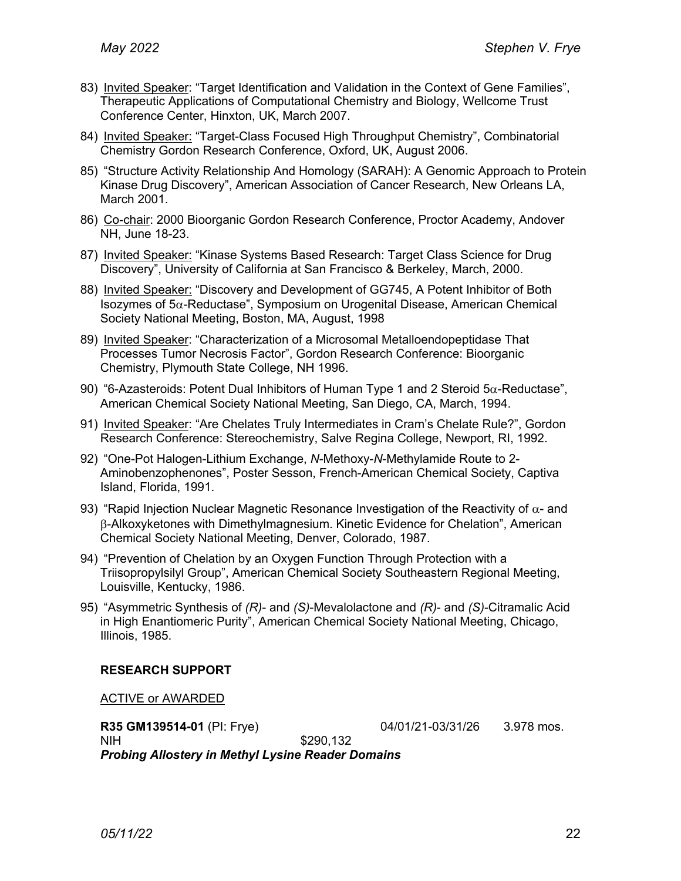83) Invited Speaker: "Target Identification and Validation in the Context of Gene Families", Therapeutic Applications of Computational Chemistry and Biology, Wellcome Trust Conference Center, Hinxton, UK, March 2007.

84) Invited Speaker: "Target-Class Focused High Throughput Chemistry", Combinatorial Chemistry Gordon Research Conference, Oxford, UK, August 2006.

85) "Structure Activity Relationship And Homology (SARAH): A Genomic Approach to Protein Kinase Drug Discovery", American Association of Cancer Research, New Orleans LA, March 2001.

86) Co-chair: 2000 Bioorganic Gordon Research Conference, Proctor Academy, Andover NH, June 18-23.

87) Invited Speaker: "Kinase Systems Based Research: Target Class Science for Drug Discovery", University of California at San Francisco & Berkeley, March, 2000.

88) Invited Speaker: "Discovery and Development of GG745, A Potent Inhibitor of Both Isozymes of 5$\alpha$-Reductase", Symposium on Urogenital Disease, American Chemical Society National Meeting, Boston, MA, August, 1998

89) Invited Speaker: "Characterization of a Microsomal Metalloendopeptidase That Processes Tumor Necrosis Factor", Gordon Research Conference: Bioorganic Chemistry, Plymouth State College, NH 1996.

90) "6-Azasteroids: Potent Dual Inhibitors of Human Type 1 and 2 Steroid 5$\alpha$-Reductase", American Chemical Society National Meeting, San Diego, CA, March, 1994.

91) Invited Speaker: "Are Chelates Truly Intermediates in Cram's Chelate Rule?", Gordon Research Conference: Stereochemistry, Salve Regina College, Newport, RI, 1992.

92) "One-Pot Halogen-Lithium Exchange, *N*-Methoxy-*N*-Methylamide Route to 2-Aminobenzophenones", Poster Sesson, French-American Chemical Society, Captiva Island, Florida, 1991.

93) "Rapid Injection Nuclear Magnetic Resonance Investigation of the Reactivity of $\alpha$- and $\beta$-Alkoxyketones with Dimethylmagnesium. Kinetic Evidence for Chelation", American Chemical Society National Meeting, Denver, Colorado, 1987.

94) "Prevention of Chelation by an Oxygen Function Through Protection with a Triisopropylsilyl Group", American Chemical Society Southeastern Regional Meeting, Louisville, Kentucky, 1986.

95) "Asymmetric Synthesis of *(R)*- and *(S)*-Mevalolactone and *(R)*- and *(S)*-Citramalic Acid in High Enantiomeric Purity", American Chemical Society National Meeting, Chicago, Illinois, 1985.

## RESEARCH SUPPORT

ACTIVE or AWARDED

**R35 GM139514-01** (PI: Frye) 04/01/21-03/31/26 3.978 mos.
NIH $290,132
***Probing Allostery in Methyl Lysine Reader Domains***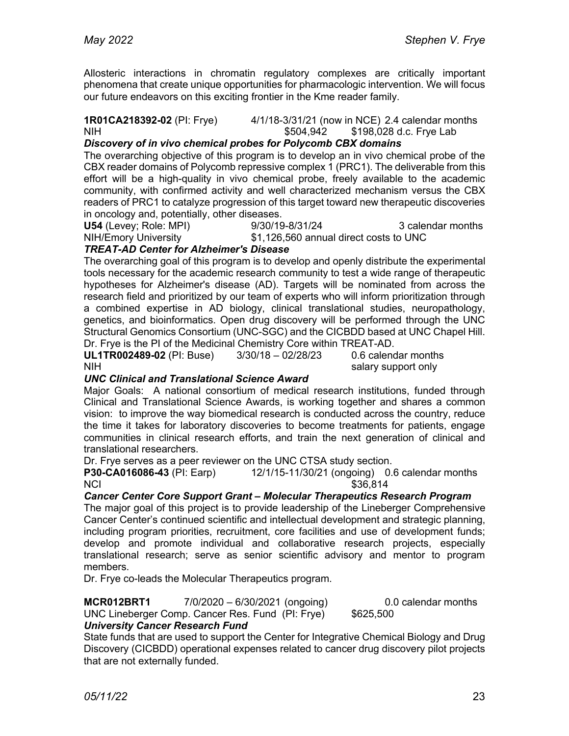Allosteric interactions in chromatin regulatory complexes are critically important phenomena that create unique opportunities for pharmacologic intervention. We will focus our future endeavors on this exciting frontier in the Kme reader family.

**1R01CA218392-02** (PI: Frye) 4/1/18-3/31/21 (now in NCE) 2.4 calendar months
NIH $504,942 $198,028 d.c. Frye Lab

***Discovery of in vivo chemical probes for Polycomb CBX domains***

The overarching objective of this program is to develop an in vivo chemical probe of the CBX reader domains of Polycomb repressive complex 1 (PRC1). The deliverable from this effort will be a high-quality in vivo chemical probe, freely available to the academic community, with confirmed activity and well characterized mechanism versus the CBX readers of PRC1 to catalyze progression of this target toward new therapeutic discoveries in oncology and, potentially, other diseases.

**U54** (Levey; Role: MPI) 9/30/19-8/31/24 3 calendar months
NIH/Emory University $1,126,560 annual direct costs to UNC

***TREAT-AD Center for Alzheimer's Disease***

The overarching goal of this program is to develop and openly distribute the experimental tools necessary for the academic research community to test a wide range of therapeutic hypotheses for Alzheimer's disease (AD). Targets will be nominated from across the research field and prioritized by our team of experts who will inform prioritization through a combined expertise in AD biology, clinical translational studies, neuropathology, genetics, and bioinformatics. Open drug discovery will be performed through the UNC Structural Genomics Consortium (UNC-SGC) and the CICBDD based at UNC Chapel Hill. Dr. Frye is the PI of the Medicinal Chemistry Core within TREAT-AD.

**UL1TR002489-02** (PI: Buse) 3/30/18 – 02/28/23 0.6 calendar months
NIH salary support only

***UNC Clinical and Translational Science Award***

Major Goals: A national consortium of medical research institutions, funded through Clinical and Translational Science Awards, is working together and shares a common vision: to improve the way biomedical research is conducted across the country, reduce the time it takes for laboratory discoveries to become treatments for patients, engage communities in clinical research efforts, and train the next generation of clinical and translational researchers.

Dr. Frye serves as a peer reviewer on the UNC CTSA study section.

**P30-CA016086-43** (PI: Earp) 12/1/15-11/30/21 (ongoing) 0.6 calendar months
NCI $36,814

***Cancer Center Core Support Grant – Molecular Therapeutics Research Program***

The major goal of this project is to provide leadership of the Lineberger Comprehensive Cancer Center's continued scientific and intellectual development and strategic planning, including program priorities, recruitment, core facilities and use of development funds; develop and promote individual and collaborative research projects, especially translational research; serve as senior scientific advisory and mentor to program members.

Dr. Frye co-leads the Molecular Therapeutics program.

**MCR012BRT1** 7/0/2020 – 6/30/2021 (ongoing) 0.0 calendar months
UNC Lineberger Comp. Cancer Res. Fund (PI: Frye) $625,500

***University Cancer Research Fund***

State funds that are used to support the Center for Integrative Chemical Biology and Drug Discovery (CICBDD) operational expenses related to cancer drug discovery pilot projects that are not externally funded.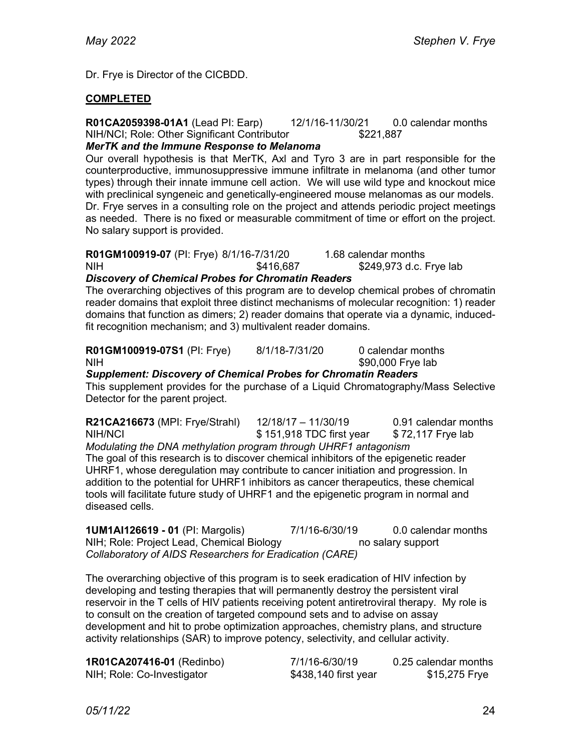Dr. Frye is Director of the CICBDD.

## COMPLETED

**R01CA2059398-01A1** (Lead PI: Earp) 12/1/16-11/30/21 0.0 calendar months
NIH/NCI; Role: Other Significant Contributor $221,887
***MerTK and the Immune Response to Melanoma***
Our overall hypothesis is that MerTK, Axl and Tyro 3 are in part responsible for the counterproductive, immunosuppressive immune infiltrate in melanoma (and other tumor types) through their innate immune cell action. We will use wild type and knockout mice with preclinical syngeneic and genetically-engineered mouse melanomas as our models. Dr. Frye serves in a consulting role on the project and attends periodic project meetings as needed. There is no fixed or measurable commitment of time or effort on the project. No salary support is provided.

**R01GM100919-07** (PI: Frye) 8/1/16-7/31/20 1.68 calendar months
NIH $416,687 $249,973 d.c. Frye lab
***Discovery of Chemical Probes for Chromatin Readers***
The overarching objectives of this program are to develop chemical probes of chromatin reader domains that exploit three distinct mechanisms of molecular recognition: 1) reader domains that function as dimers; 2) reader domains that operate via a dynamic, induced-fit recognition mechanism; and 3) multivalent reader domains.

**R01GM100919-07S1** (PI: Frye) 8/1/18-7/31/20 0 calendar months
NIH $90,000 Frye lab
***Supplement: Discovery of Chemical Probes for Chromatin Readers***
This supplement provides for the purchase of a Liquid Chromatography/Mass Selective Detector for the parent project.

**R21CA216673** (MPI: Frye/Strahl) 12/18/17 – 11/30/19 0.91 calendar months
NIH/NCI $ 151,918 TDC first year $ 72,117 Frye lab
*Modulating the DNA methylation program through UHRF1 antagonism*
The goal of this research is to discover chemical inhibitors of the epigenetic reader UHRF1, whose deregulation may contribute to cancer initiation and progression. In addition to the potential for UHRF1 inhibitors as cancer therapeutics, these chemical tools will facilitate future study of UHRF1 and the epigenetic program in normal and diseased cells.

**1UM1AI126619 - 01** (PI: Margolis) 7/1/16-6/30/19 0.0 calendar months
NIH; Role: Project Lead, Chemical Biology no salary support
*Collaboratory of AIDS Researchers for Eradication (CARE)*

The overarching objective of this program is to seek eradication of HIV infection by developing and testing therapies that will permanently destroy the persistent viral reservoir in the T cells of HIV patients receiving potent antiretroviral therapy. My role is to consult on the creation of targeted compound sets and to advise on assay development and hit to probe optimization approaches, chemistry plans, and structure activity relationships (SAR) to improve potency, selectivity, and cellular activity.

**1R01CA207416-01** (Redinbo) 7/1/16-6/30/19 0.25 calendar months
NIH; Role: Co-Investigator $438,140 first year $15,275 Frye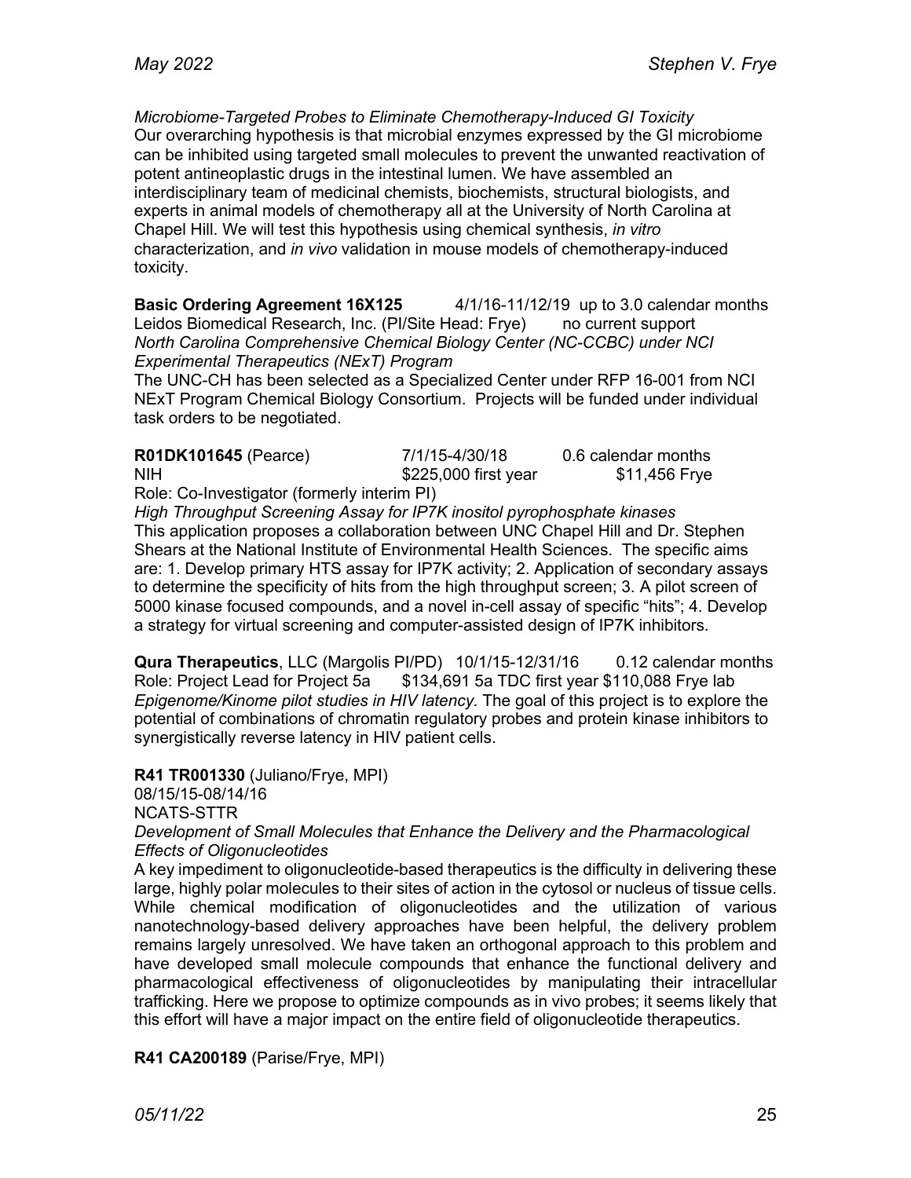*Microbiome-Targeted Probes to Eliminate Chemotherapy-Induced GI Toxicity*
Our overarching hypothesis is that microbial enzymes expressed by the GI microbiome can be inhibited using targeted small molecules to prevent the unwanted reactivation of potent antineoplastic drugs in the intestinal lumen. We have assembled an interdisciplinary team of medicinal chemists, biochemists, structural biologists, and experts in animal models of chemotherapy all at the University of North Carolina at Chapel Hill. We will test this hypothesis using chemical synthesis, *in vitro* characterization, and *in vivo* validation in mouse models of chemotherapy-induced toxicity.

**Basic Ordering Agreement 16X125** 4/1/16-11/12/19 up to 3.0 calendar months
Leidos Biomedical Research, Inc. (PI/Site Head: Frye) no current support
*North Carolina Comprehensive Chemical Biology Center (NC-CCBC) under NCI Experimental Therapeutics (NExT) Program*
The UNC-CH has been selected as a Specialized Center under RFP 16-001 from NCI NExT Program Chemical Biology Consortium. Projects will be funded under individual task orders to be negotiated.

**R01DK101645** (Pearce) 7/1/15-4/30/18 0.6 calendar months
NIH $225,000 first year $11,456 Frye
Role: Co-Investigator (formerly interim PI)
*High Throughput Screening Assay for IP7K inositol pyrophosphate kinases*
This application proposes a collaboration between UNC Chapel Hill and Dr. Stephen Shears at the National Institute of Environmental Health Sciences. The specific aims are: 1. Develop primary HTS assay for IP7K activity; 2. Application of secondary assays to determine the specificity of hits from the high throughput screen; 3. A pilot screen of 5000 kinase focused compounds, and a novel in-cell assay of specific "hits"; 4. Develop a strategy for virtual screening and computer-assisted design of IP7K inhibitors.

**Qura Therapeutics**, LLC (Margolis PI/PD) 10/1/15-12/31/16 0.12 calendar months
Role: Project Lead for Project 5a $134,691 5a TDC first year $110,088 Frye lab
*Epigenome/Kinome pilot studies in HIV latency.* The goal of this project is to explore the potential of combinations of chromatin regulatory probes and protein kinase inhibitors to synergistically reverse latency in HIV patient cells.

**R41 TR001330** (Juliano/Frye, MPI)
08/15/15-08/14/16
NCATS-STTR
*Development of Small Molecules that Enhance the Delivery and the Pharmacological Effects of Oligonucleotides*
A key impediment to oligonucleotide-based therapeutics is the difficulty in delivering these large, highly polar molecules to their sites of action in the cytosol or nucleus of tissue cells. While chemical modification of oligonucleotides and the utilization of various nanotechnology-based delivery approaches have been helpful, the delivery problem remains largely unresolved. We have taken an orthogonal approach to this problem and have developed small molecule compounds that enhance the functional delivery and pharmacological effectiveness of oligonucleotides by manipulating their intracellular trafficking. Here we propose to optimize compounds as in vivo probes; it seems likely that this effort will have a major impact on the entire field of oligonucleotide therapeutics.

**R41 CA200189** (Parise/Frye, MPI)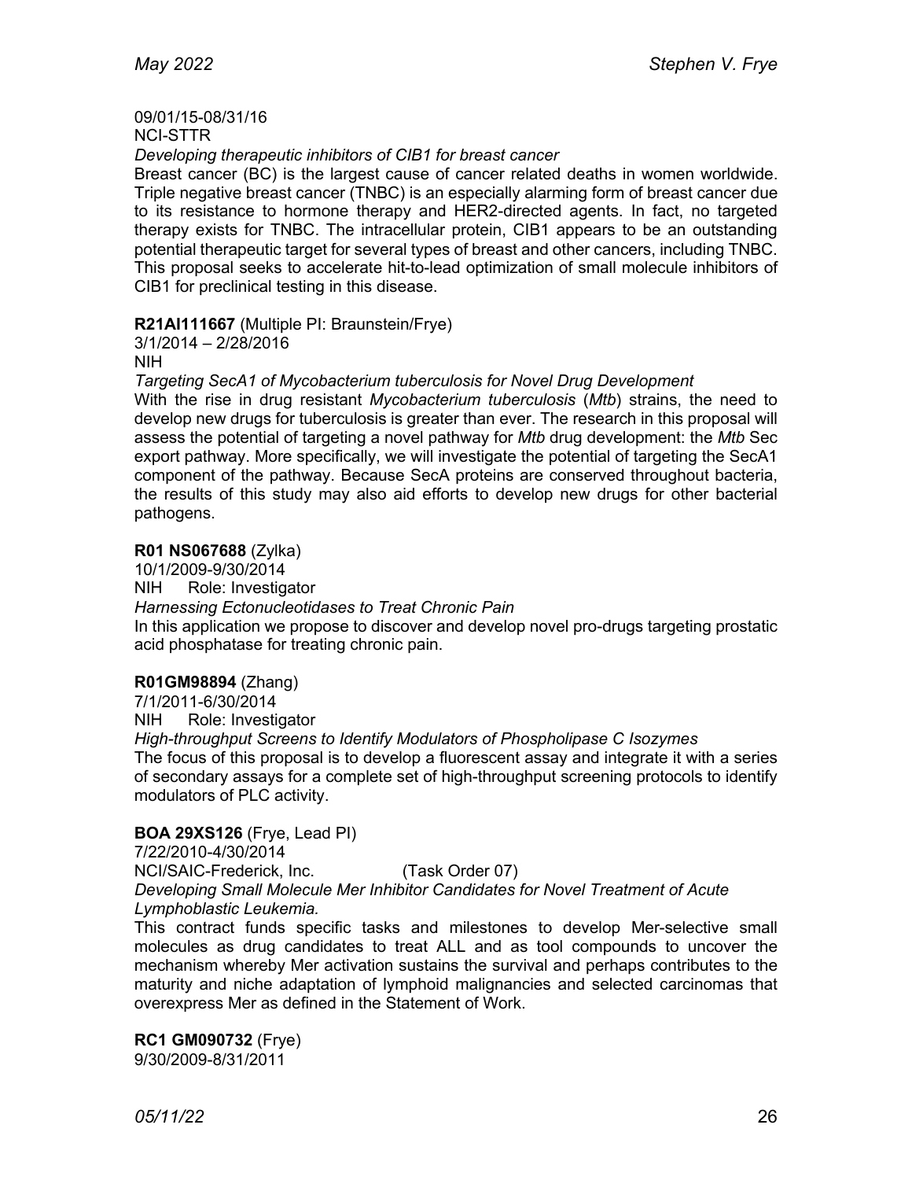09/01/15-08/31/16
NCI-STTR
*Developing therapeutic inhibitors of CIB1 for breast cancer*
Breast cancer (BC) is the largest cause of cancer related deaths in women worldwide. Triple negative breast cancer (TNBC) is an especially alarming form of breast cancer due to its resistance to hormone therapy and HER2-directed agents. In fact, no targeted therapy exists for TNBC. The intracellular protein, CIB1 appears to be an outstanding potential therapeutic target for several types of breast and other cancers, including TNBC. This proposal seeks to accelerate hit-to-lead optimization of small molecule inhibitors of CIB1 for preclinical testing in this disease.

**R21AI111667** (Multiple PI: Braunstein/Frye)
3/1/2014 – 2/28/2016
NIH
*Targeting SecA1 of Mycobacterium tuberculosis for Novel Drug Development*
With the rise in drug resistant *Mycobacterium tuberculosis* (*Mtb*) strains, the need to develop new drugs for tuberculosis is greater than ever. The research in this proposal will assess the potential of targeting a novel pathway for *Mtb* drug development: the *Mtb* Sec export pathway. More specifically, we will investigate the potential of targeting the SecA1 component of the pathway. Because SecA proteins are conserved throughout bacteria, the results of this study may also aid efforts to develop new drugs for other bacterial pathogens.

**R01 NS067688** (Zylka)
10/1/2009-9/30/2014
NIH Role: Investigator
*Harnessing Ectonucleotidases to Treat Chronic Pain*
In this application we propose to discover and develop novel pro-drugs targeting prostatic acid phosphatase for treating chronic pain.

**R01GM98894** (Zhang)
7/1/2011-6/30/2014
NIH Role: Investigator
*High-throughput Screens to Identify Modulators of Phospholipase C Isozymes*
The focus of this proposal is to develop a fluorescent assay and integrate it with a series of secondary assays for a complete set of high-throughput screening protocols to identify modulators of PLC activity.

**BOA 29XS126** (Frye, Lead PI)
7/22/2010-4/30/2014
NCI/SAIC-Frederick, Inc. (Task Order 07)
*Developing Small Molecule Mer Inhibitor Candidates for Novel Treatment of Acute Lymphoblastic Leukemia.*
This contract funds specific tasks and milestones to develop Mer-selective small molecules as drug candidates to treat ALL and as tool compounds to uncover the mechanism whereby Mer activation sustains the survival and perhaps contributes to the maturity and niche adaptation of lymphoid malignancies and selected carcinomas that overexpress Mer as defined in the Statement of Work.

**RC1 GM090732** (Frye)
9/30/2009-8/31/2011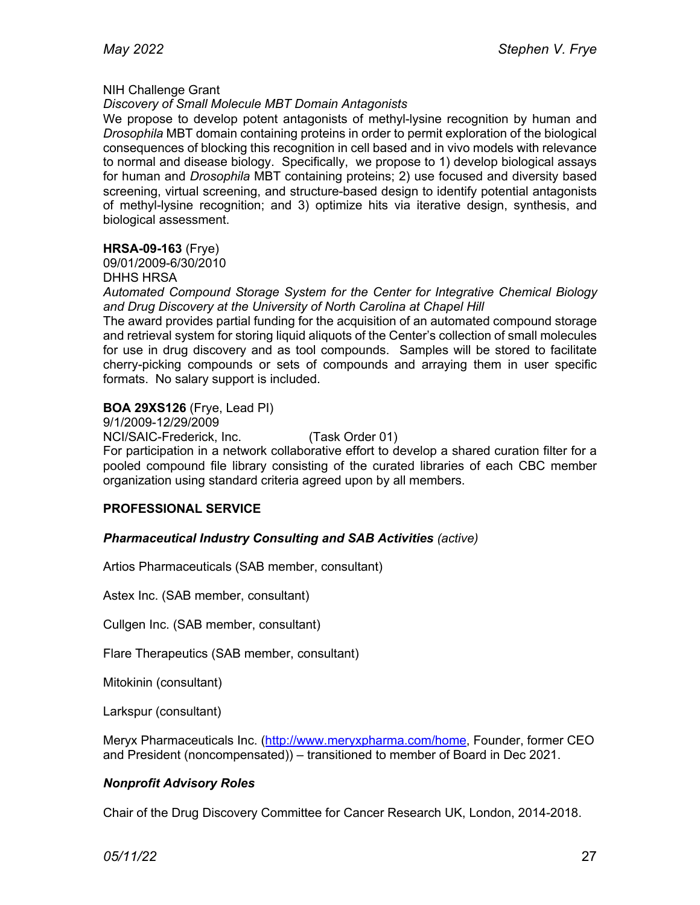NIH Challenge Grant

*Discovery of Small Molecule MBT Domain Antagonists*

We propose to develop potent antagonists of methyl-lysine recognition by human and *Drosophila* MBT domain containing proteins in order to permit exploration of the biological consequences of blocking this recognition in cell based and in vivo models with relevance to normal and disease biology. Specifically, we propose to 1) develop biological assays for human and *Drosophila* MBT containing proteins; 2) use focused and diversity based screening, virtual screening, and structure-based design to identify potential antagonists of methyl-lysine recognition; and 3) optimize hits via iterative design, synthesis, and biological assessment.

**HRSA-09-163** (Frye)
09/01/2009-6/30/2010
DHHS HRSA
*Automated Compound Storage System for the Center for Integrative Chemical Biology and Drug Discovery at the University of North Carolina at Chapel Hill*
The award provides partial funding for the acquisition of an automated compound storage and retrieval system for storing liquid aliquots of the Center's collection of small molecules for use in drug discovery and as tool compounds. Samples will be stored to facilitate cherry-picking compounds or sets of compounds and arraying them in user specific formats. No salary support is included.

**BOA 29XS126** (Frye, Lead PI)
9/1/2009-12/29/2009
NCI/SAIC-Frederick, Inc. (Task Order 01)
For participation in a network collaborative effort to develop a shared curation filter for a pooled compound file library consisting of the curated libraries of each CBC member organization using standard criteria agreed upon by all members.

## PROFESSIONAL SERVICE

### *Pharmaceutical Industry Consulting and SAB Activities* *(active)*

Artios Pharmaceuticals (SAB member, consultant)

Astex Inc. (SAB member, consultant)

Cullgen Inc. (SAB member, consultant)

Flare Therapeutics (SAB member, consultant)

Mitokinin (consultant)

Larkspur (consultant)

Meryx Pharmaceuticals Inc. (http://www.meryxpharma.com/home, Founder, former CEO and President (noncompensated)) – transitioned to member of Board in Dec 2021.

### *Nonprofit Advisory Roles*

Chair of the Drug Discovery Committee for Cancer Research UK, London, 2014-2018.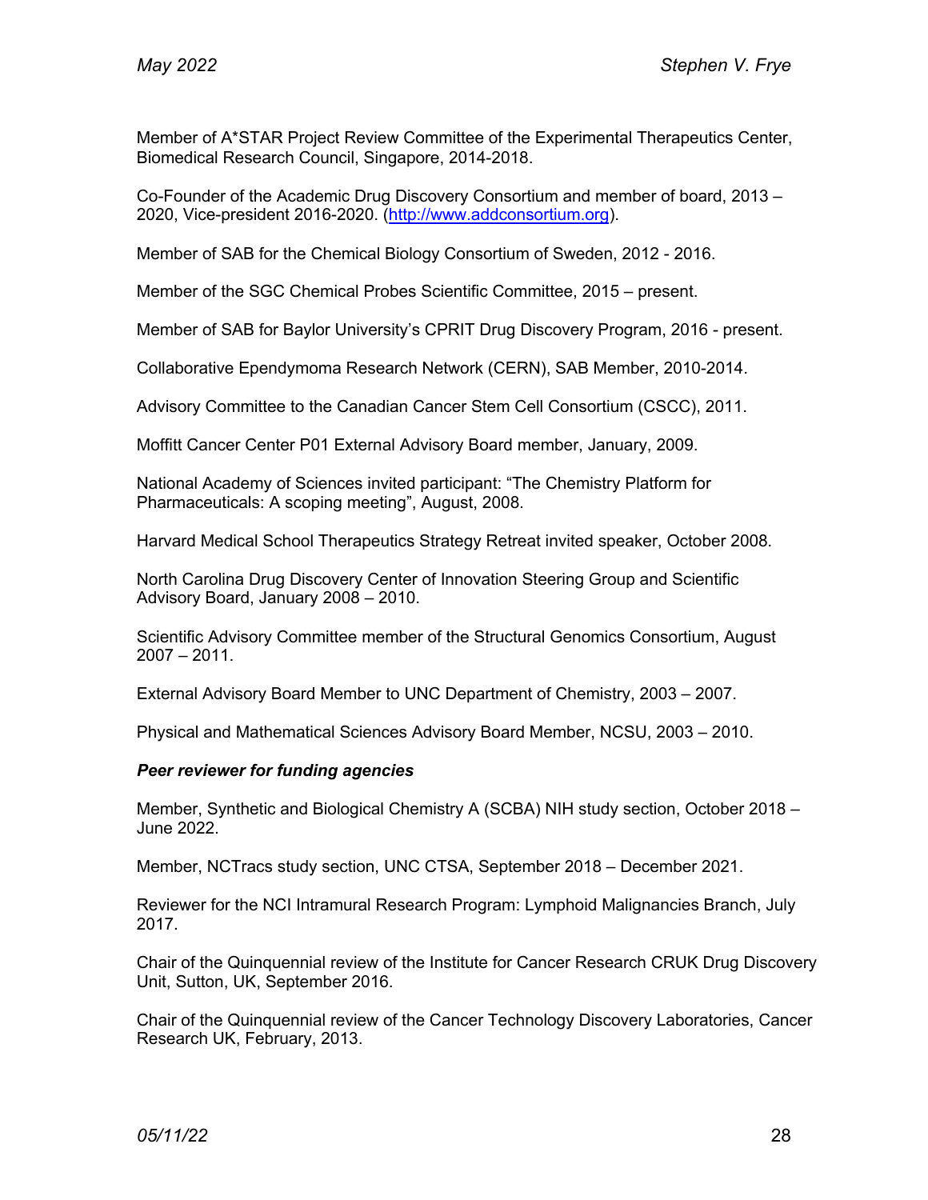Member of A*STAR Project Review Committee of the Experimental Therapeutics Center, Biomedical Research Council, Singapore, 2014-2018.

Co-Founder of the Academic Drug Discovery Consortium and member of board, 2013 – 2020, Vice-president 2016-2020. (http://www.addconsortium.org).

Member of SAB for the Chemical Biology Consortium of Sweden, 2012 - 2016.

Member of the SGC Chemical Probes Scientific Committee, 2015 – present.

Member of SAB for Baylor University's CPRIT Drug Discovery Program, 2016 - present.

Collaborative Ependymoma Research Network (CERN), SAB Member, 2010-2014.

Advisory Committee to the Canadian Cancer Stem Cell Consortium (CSCC), 2011.

Moffitt Cancer Center P01 External Advisory Board member, January, 2009.

National Academy of Sciences invited participant: "The Chemistry Platform for Pharmaceuticals: A scoping meeting", August, 2008.

Harvard Medical School Therapeutics Strategy Retreat invited speaker, October 2008.

North Carolina Drug Discovery Center of Innovation Steering Group and Scientific Advisory Board, January 2008 – 2010.

Scientific Advisory Committee member of the Structural Genomics Consortium, August 2007 – 2011.

External Advisory Board Member to UNC Department of Chemistry, 2003 – 2007.

Physical and Mathematical Sciences Advisory Board Member, NCSU, 2003 – 2010.

***Peer reviewer for funding agencies***

Member, Synthetic and Biological Chemistry A (SCBA) NIH study section, October 2018 – June 2022.

Member, NCTracs study section, UNC CTSA, September 2018 – December 2021.

Reviewer for the NCI Intramural Research Program: Lymphoid Malignancies Branch, July 2017.

Chair of the Quinquennial review of the Institute for Cancer Research CRUK Drug Discovery Unit, Sutton, UK, September 2016.

Chair of the Quinquennial review of the Cancer Technology Discovery Laboratories, Cancer Research UK, February, 2013.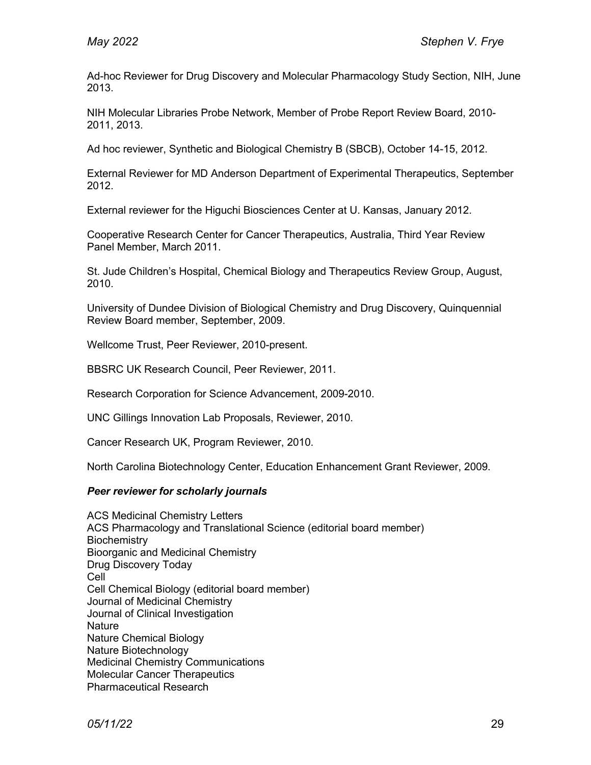Ad-hoc Reviewer for Drug Discovery and Molecular Pharmacology Study Section, NIH, June 2013.

NIH Molecular Libraries Probe Network, Member of Probe Report Review Board, 2010-2011, 2013.

Ad hoc reviewer, Synthetic and Biological Chemistry B (SBCB), October 14-15, 2012.

External Reviewer for MD Anderson Department of Experimental Therapeutics, September 2012.

External reviewer for the Higuchi Biosciences Center at U. Kansas, January 2012.

Cooperative Research Center for Cancer Therapeutics, Australia, Third Year Review Panel Member, March 2011.

St. Jude Children's Hospital, Chemical Biology and Therapeutics Review Group, August, 2010.

University of Dundee Division of Biological Chemistry and Drug Discovery, Quinquennial Review Board member, September, 2009.

Wellcome Trust, Peer Reviewer, 2010-present.

BBSRC UK Research Council, Peer Reviewer, 2011.

Research Corporation for Science Advancement, 2009-2010.

UNC Gillings Innovation Lab Proposals, Reviewer, 2010.

Cancer Research UK, Program Reviewer, 2010.

North Carolina Biotechnology Center, Education Enhancement Grant Reviewer, 2009.

***Peer reviewer for scholarly journals***

ACS Medicinal Chemistry Letters
ACS Pharmacology and Translational Science (editorial board member)
Biochemistry
Bioorganic and Medicinal Chemistry
Drug Discovery Today
Cell
Cell Chemical Biology (editorial board member)
Journal of Medicinal Chemistry
Journal of Clinical Investigation
Nature
Nature Chemical Biology
Nature Biotechnology
Medicinal Chemistry Communications
Molecular Cancer Therapeutics
Pharmaceutical Research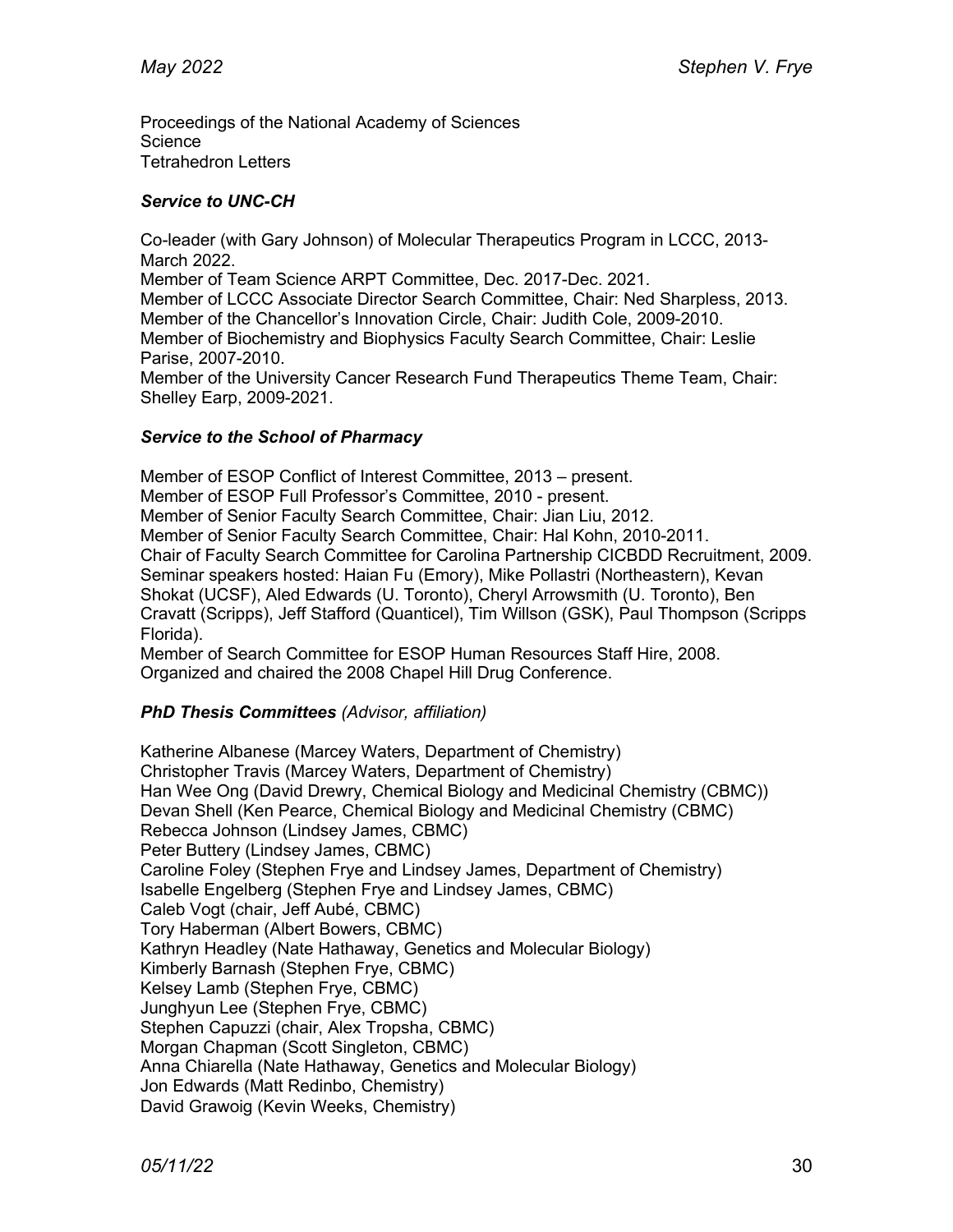Proceedings of the National Academy of Sciences
Science
Tetrahedron Letters

### *Service to UNC-CH*

Co-leader (with Gary Johnson) of Molecular Therapeutics Program in LCCC, 2013-March 2022.
Member of Team Science ARPT Committee, Dec. 2017-Dec. 2021.
Member of LCCC Associate Director Search Committee, Chair: Ned Sharpless, 2013.
Member of the Chancellor's Innovation Circle, Chair: Judith Cole, 2009-2010.
Member of Biochemistry and Biophysics Faculty Search Committee, Chair: Leslie Parise, 2007-2010.
Member of the University Cancer Research Fund Therapeutics Theme Team, Chair: Shelley Earp, 2009-2021.

### *Service to the School of Pharmacy*

Member of ESOP Conflict of Interest Committee, 2013 – present.
Member of ESOP Full Professor's Committee, 2010 - present.
Member of Senior Faculty Search Committee, Chair: Jian Liu, 2012.
Member of Senior Faculty Search Committee, Chair: Hal Kohn, 2010-2011.
Chair of Faculty Search Committee for Carolina Partnership CICBDD Recruitment, 2009.
Seminar speakers hosted: Haian Fu (Emory), Mike Pollastri (Northeastern), Kevan Shokat (UCSF), Aled Edwards (U. Toronto), Cheryl Arrowsmith (U. Toronto), Ben Cravatt (Scripps), Jeff Stafford (Quanticel), Tim Willson (GSK), Paul Thompson (Scripps Florida).
Member of Search Committee for ESOP Human Resources Staff Hire, 2008.
Organized and chaired the 2008 Chapel Hill Drug Conference.

### *PhD Thesis Committees* *(Advisor, affiliation)*

Katherine Albanese (Marcey Waters, Department of Chemistry)
Christopher Travis (Marcey Waters, Department of Chemistry)
Han Wee Ong (David Drewry, Chemical Biology and Medicinal Chemistry (CBMC))
Devan Shell (Ken Pearce, Chemical Biology and Medicinal Chemistry (CBMC)
Rebecca Johnson (Lindsey James, CBMC)
Peter Buttery (Lindsey James, CBMC)
Caroline Foley (Stephen Frye and Lindsey James, Department of Chemistry)
Isabelle Engelberg (Stephen Frye and Lindsey James, CBMC)
Caleb Vogt (chair, Jeff Aubé, CBMC)
Tory Haberman (Albert Bowers, CBMC)
Kathryn Headley (Nate Hathaway, Genetics and Molecular Biology)
Kimberly Barnash (Stephen Frye, CBMC)
Kelsey Lamb (Stephen Frye, CBMC)
Junghyun Lee (Stephen Frye, CBMC)
Stephen Capuzzi (chair, Alex Tropsha, CBMC)
Morgan Chapman (Scott Singleton, CBMC)
Anna Chiarella (Nate Hathaway, Genetics and Molecular Biology)
Jon Edwards (Matt Redinbo, Chemistry)
David Grawoig (Kevin Weeks, Chemistry)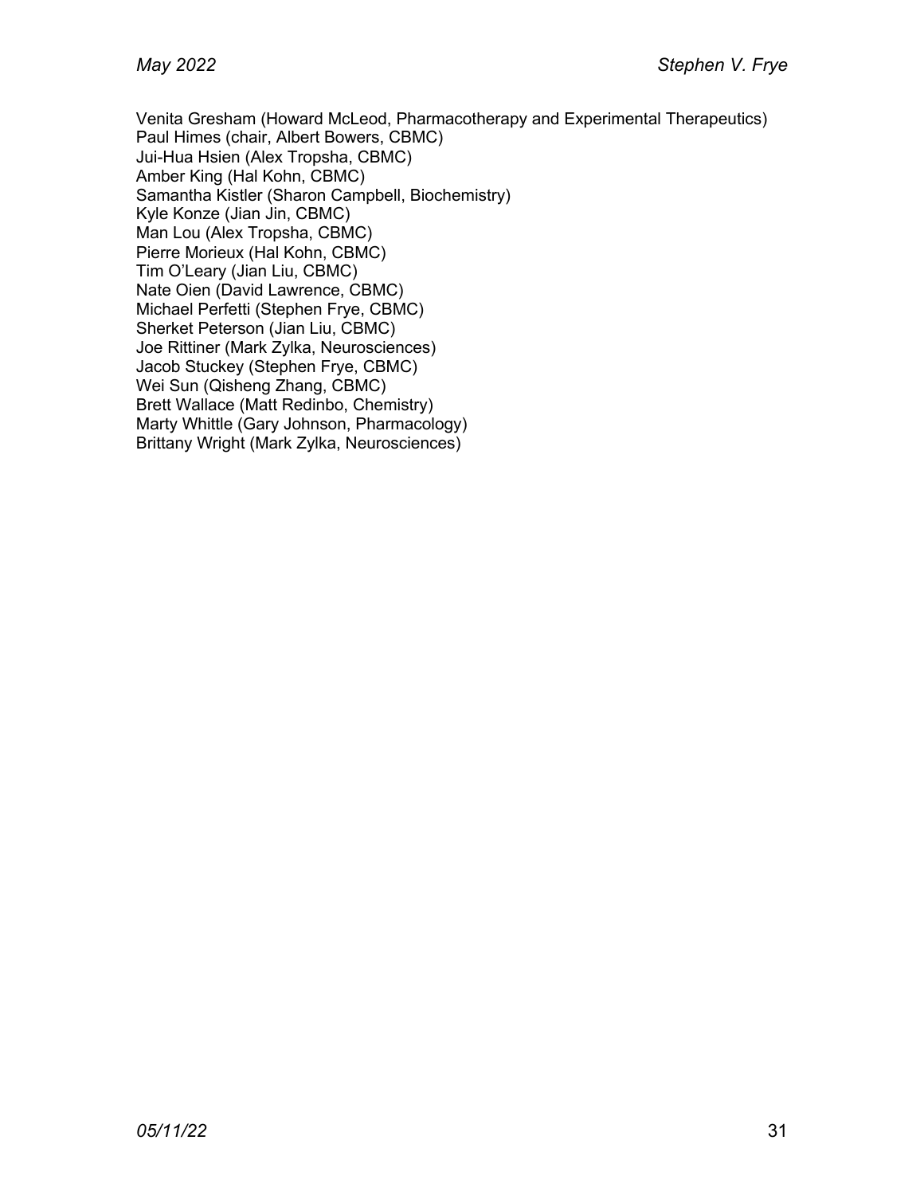Venita Gresham (Howard McLeod, Pharmacotherapy and Experimental Therapeutics)
Paul Himes (chair, Albert Bowers, CBMC)
Jui-Hua Hsien (Alex Tropsha, CBMC)
Amber King (Hal Kohn, CBMC)
Samantha Kistler (Sharon Campbell, Biochemistry)
Kyle Konze (Jian Jin, CBMC)
Man Lou (Alex Tropsha, CBMC)
Pierre Morieux (Hal Kohn, CBMC)
Tim O'Leary (Jian Liu, CBMC)
Nate Oien (David Lawrence, CBMC)
Michael Perfetti (Stephen Frye, CBMC)
Sherket Peterson (Jian Liu, CBMC)
Joe Rittiner (Mark Zylka, Neurosciences)
Jacob Stuckey (Stephen Frye, CBMC)
Wei Sun (Qisheng Zhang, CBMC)
Brett Wallace (Matt Redinbo, Chemistry)
Marty Whittle (Gary Johnson, Pharmacology)
Brittany Wright (Mark Zylka, Neurosciences)